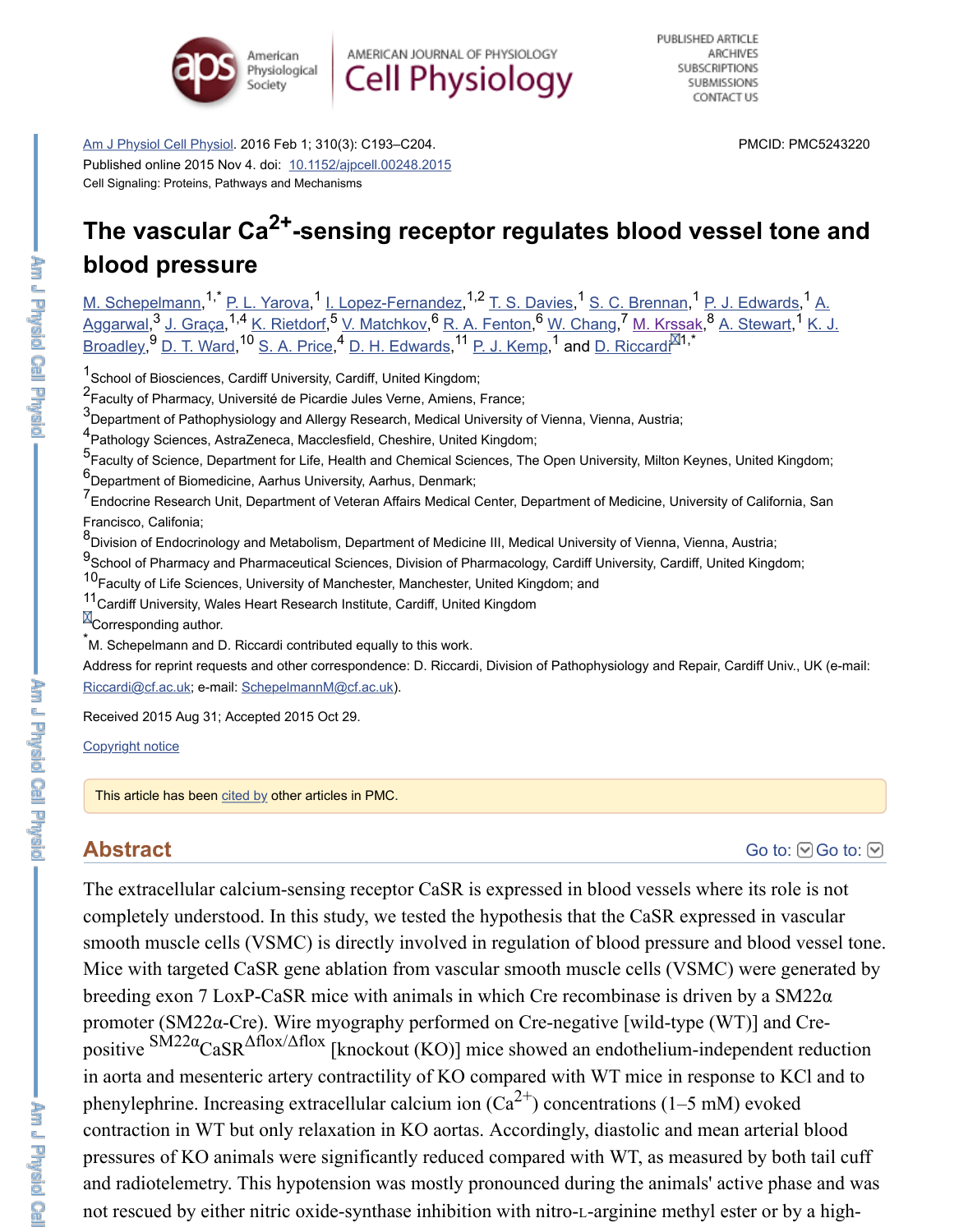Am J Physiol Cell Physiol. 2016 Feb 1; 310(3): C193–C204.
Published online 2015 Nov 4. doi: 10.1152/ajpcell.00248.2015
Cell Signaling: Proteins, Pathways and Mechanisms

PMCID: PMC5243220

# The vascular $Ca^{2+}$-sensing receptor regulates blood vessel tone and blood pressure

M. Schepelmann,[1,*] P. L. Yarova,[1] I. Lopez-Fernandez,[1,2] T. S. Davies,[1] S. C. Brennan,[1] P. J. Edwards,[1] A. Aggarwal,[3] J. Graça,[1,4] K. Rietdorf,[5] V. Matchkov,[6] R. A. Fenton,[6] W. Chang,[7] M. Krssak,[8] A. Stewart,[1] K. J. Broadley,[9] D. T. Ward,[10] S. A. Price,[4] D. H. Edwards,[11] P. J. Kemp,[1] and D. Riccardi[1,*]

[1]School of Biosciences, Cardiff University, Cardiff, United Kingdom;
[2]Faculty of Pharmacy, Université de Picardie Jules Verne, Amiens, France;
[3]Department of Pathophysiology and Allergy Research, Medical University of Vienna, Vienna, Austria;
[4]Pathology Sciences, AstraZeneca, Macclesfield, Cheshire, United Kingdom;
[5]Faculty of Science, Department for Life, Health and Chemical Sciences, The Open University, Milton Keynes, United Kingdom;
[6]Department of Biomedicine, Aarhus University, Aarhus, Denmark;
[7]Endocrine Research Unit, Department of Veteran Affairs Medical Center, Department of Medicine, University of California, San Francisco, Califonia;
[8]Division of Endocrinology and Metabolism, Department of Medicine III, Medical University of Vienna, Vienna, Austria;
[9]School of Pharmacy and Pharmaceutical Sciences, Division of Pharmacology, Cardiff University, Cardiff, United Kingdom;
[10]Faculty of Life Sciences, University of Manchester, Manchester, United Kingdom; and
[11]Cardiff University, Wales Heart Research Institute, Cardiff, United Kingdom

Corresponding author.
[*]M. Schepelmann and D. Riccardi contributed equally to this work.

Address for reprint requests and other correspondence: D. Riccardi, Division of Pathophysiology and Repair, Cardiff Univ., UK (e-mail: Riccardi@cf.ac.uk; e-mail: SchepelmannM@cf.ac.uk).

Received 2015 Aug 31; Accepted 2015 Oct 29.

Copyright notice

This article has been cited by other articles in PMC.

## Abstract

The extracellular calcium-sensing receptor CaSR is expressed in blood vessels where its role is not completely understood. In this study, we tested the hypothesis that the CaSR expressed in vascular smooth muscle cells (VSMC) is directly involved in regulation of blood pressure and blood vessel tone. Mice with targeted CaSR gene ablation from vascular smooth muscle cells (VSMC) were generated by breeding exon 7 LoxP-CaSR mice with animals in which Cre recombinase is driven by a SM22α promoter (SM22α-Cre). Wire myography performed on Cre-negative [wild-type (WT)] and Cre-positive $^{SM22\alpha}CaSR^{\Delta flox/\Delta flox}$ [knockout (KO)] mice showed an endothelium-independent reduction in aorta and mesenteric artery contractility of KO compared with WT mice in response to KCl and to phenylephrine. Increasing extracellular calcium ion ($Ca^{2+}$) concentrations (1–5 mM) evoked contraction in WT but only relaxation in KO aortas. Accordingly, diastolic and mean arterial blood pressures of KO animals were significantly reduced compared with WT, as measured by both tail cuff and radiotelemetry. This hypotension was mostly pronounced during the animals' active phase and was not rescued by either nitric oxide-synthase inhibition with nitro-L-arginine methyl ester or by a high-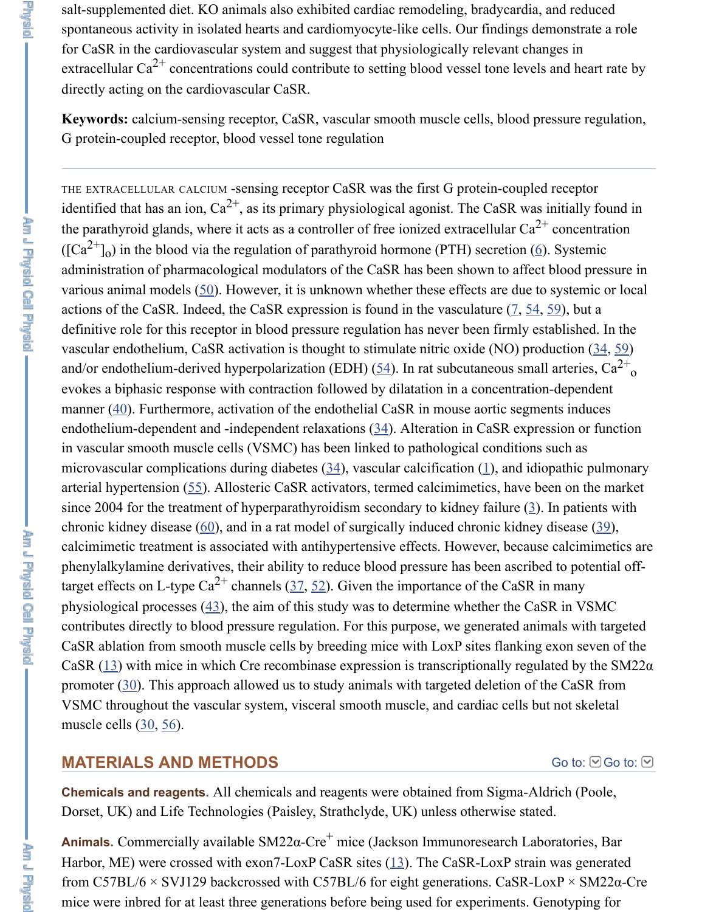salt-supplemented diet. KO animals also exhibited cardiac remodeling, bradycardia, and reduced spontaneous activity in isolated hearts and cardiomyocyte-like cells. Our findings demonstrate a role for CaSR in the cardiovascular system and suggest that physiologically relevant changes in extracellular $Ca^{2+}$ concentrations could contribute to setting blood vessel tone levels and heart rate by directly acting on the cardiovascular CaSR.

**Keywords:** calcium-sensing receptor, CaSR, vascular smooth muscle cells, blood pressure regulation, G protein-coupled receptor, blood vessel tone regulation

---

THE EXTRACELLULAR CALCIUM -sensing receptor CaSR was the first G protein-coupled receptor identified that has an ion, $Ca^{2+}$, as its primary physiological agonist. The CaSR was initially found in the parathyroid glands, where it acts as a controller of free ionized extracellular $Ca^{2+}$ concentration ($[Ca^{2+}]_o$) in the blood via the regulation of parathyroid hormone (PTH) secretion (6). Systemic administration of pharmacological modulators of the CaSR has been shown to affect blood pressure in various animal models (50). However, it is unknown whether these effects are due to systemic or local actions of the CaSR. Indeed, the CaSR expression is found in the vasculature (7, 54, 59), but a definitive role for this receptor in blood pressure regulation has never been firmly established. In the vascular endothelium, CaSR activation is thought to stimulate nitric oxide (NO) production (34, 59) and/or endothelium-derived hyperpolarization (EDH) (54). In rat subcutaneous small arteries, $Ca^{2+}{}_o$ evokes a biphasic response with contraction followed by dilatation in a concentration-dependent manner (40). Furthermore, activation of the endothelial CaSR in mouse aortic segments induces endothelium-dependent and -independent relaxations (34). Alteration in CaSR expression or function in vascular smooth muscle cells (VSMC) has been linked to pathological conditions such as microvascular complications during diabetes (34), vascular calcification (1), and idiopathic pulmonary arterial hypertension (55). Allosteric CaSR activators, termed calcimimetics, have been on the market since 2004 for the treatment of hyperparathyroidism secondary to kidney failure (3). In patients with chronic kidney disease (60), and in a rat model of surgically induced chronic kidney disease (39), calcimimetic treatment is associated with antihypertensive effects. However, because calcimimetics are phenylalkylamine derivatives, their ability to reduce blood pressure has been ascribed to potential off-target effects on L-type $Ca^{2+}$ channels (37, 52). Given the importance of the CaSR in many physiological processes (43), the aim of this study was to determine whether the CaSR in VSMC contributes directly to blood pressure regulation. For this purpose, we generated animals with targeted CaSR ablation from smooth muscle cells by breeding mice with LoxP sites flanking exon seven of the CaSR (13) with mice in which Cre recombinase expression is transcriptionally regulated by the SM22α promoter (30). This approach allowed us to study animals with targeted deletion of the CaSR from VSMC throughout the vascular system, visceral smooth muscle, and cardiac cells but not skeletal muscle cells (30, 56).

## MATERIALS AND METHODS

**Chemicals and reagents.** All chemicals and reagents were obtained from Sigma-Aldrich (Poole, Dorset, UK) and Life Technologies (Paisley, Strathclyde, UK) unless otherwise stated.

**Animals.** Commercially available SM22α-$Cre^{+}$ mice (Jackson Immunoresearch Laboratories, Bar Harbor, ME) were crossed with exon7-LoxP CaSR sites (13). The CaSR-LoxP strain was generated from C57BL/6 × SVJ129 backcrossed with C57BL/6 for eight generations. CaSR-LoxP × SM22α-Cre mice were inbred for at least three generations before being used for experiments. Genotyping for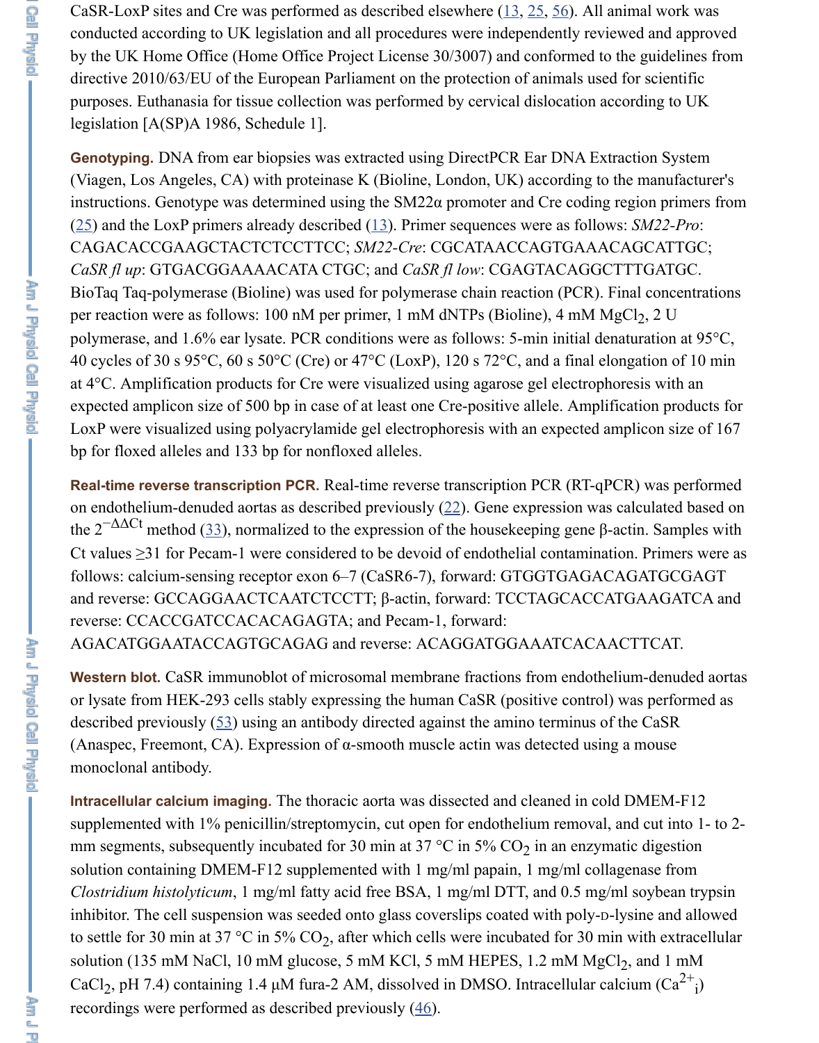CaSR-LoxP sites and Cre was performed as described elsewhere (13, 25, 56). All animal work was conducted according to UK legislation and all procedures were independently reviewed and approved by the UK Home Office (Home Office Project License 30/3007) and conformed to the guidelines from directive 2010/63/EU of the European Parliament on the protection of animals used for scientific purposes. Euthanasia for tissue collection was performed by cervical dislocation according to UK legislation [A(SP)A 1986, Schedule 1].

**Genotyping.** DNA from ear biopsies was extracted using DirectPCR Ear DNA Extraction System (Viagen, Los Angeles, CA) with proteinase K (Bioline, London, UK) according to the manufacturer's instructions. Genotype was determined using the SM22α promoter and Cre coding region primers from (25) and the LoxP primers already described (13). Primer sequences were as follows: *SM22-Pro*: CAGACACCGAAGCTACTCTCCTTCC; *SM22-Cre*: CGCATAACCAGTGAAACAGCATTGC; *CaSR fl up*: GTGACGGAAAACATA CTGC; and *CaSR fl low*: CGAGTACAGGCTTTGATGC. BioTaq Taq-polymerase (Bioline) was used for polymerase chain reaction (PCR). Final concentrations per reaction were as follows: 100 nM per primer, 1 mM dNTPs (Bioline), 4 mM $MgCl_2$, 2 U polymerase, and 1.6% ear lysate. PCR conditions were as follows: 5-min initial denaturation at 95°C, 40 cycles of 30 s 95°C, 60 s 50°C (Cre) or 47°C (LoxP), 120 s 72°C, and a final elongation of 10 min at 4°C. Amplification products for Cre were visualized using agarose gel electrophoresis with an expected amplicon size of 500 bp in case of at least one Cre-positive allele. Amplification products for LoxP were visualized using polyacrylamide gel electrophoresis with an expected amplicon size of 167 bp for floxed alleles and 133 bp for nonfloxed alleles.

**Real-time reverse transcription PCR.** Real-time reverse transcription PCR (RT-qPCR) was performed on endothelium-denuded aortas as described previously (22). Gene expression was calculated based on the $2^{-\Delta\Delta Ct}$ method (33), normalized to the expression of the housekeeping gene β-actin. Samples with Ct values ≥31 for Pecam-1 were considered to be devoid of endothelial contamination. Primers were as follows: calcium-sensing receptor exon 6–7 (CaSR6-7), forward: GTGGTGAGACAGATGCGAGT and reverse: GCCAGGAACTCAATCTCCTT; β-actin, forward: TCCTAGCACCATGAAGATCA and reverse: CCACCGATCCACACAGAGTA; and Pecam-1, forward: AGACATGGAATACCAGTGCAGAG and reverse: ACAGGATGGAAATCACAACTTCAT.

**Western blot.** CaSR immunoblot of microsomal membrane fractions from endothelium-denuded aortas or lysate from HEK-293 cells stably expressing the human CaSR (positive control) was performed as described previously (53) using an antibody directed against the amino terminus of the CaSR (Anaspec, Freemont, CA). Expression of α-smooth muscle actin was detected using a mouse monoclonal antibody.

**Intracellular calcium imaging.** The thoracic aorta was dissected and cleaned in cold DMEM-F12 supplemented with 1% penicillin/streptomycin, cut open for endothelium removal, and cut into 1- to 2-mm segments, subsequently incubated for 30 min at 37 °C in 5% $CO_2$ in an enzymatic digestion solution containing DMEM-F12 supplemented with 1 mg/ml papain, 1 mg/ml collagenase from *Clostridium histolyticum*, 1 mg/ml fatty acid free BSA, 1 mg/ml DTT, and 0.5 mg/ml soybean trypsin inhibitor. The cell suspension was seeded onto glass coverslips coated with poly-D-lysine and allowed to settle for 30 min at 37 °C in 5% $CO_2$, after which cells were incubated for 30 min with extracellular solution (135 mM NaCl, 10 mM glucose, 5 mM KCl, 5 mM HEPES, 1.2 mM $MgCl_2$, and 1 mM $CaCl_2$, pH 7.4) containing 1.4 μM fura-2 AM, dissolved in DMSO. Intracellular calcium ($Ca^{2+}_i$) recordings were performed as described previously (46).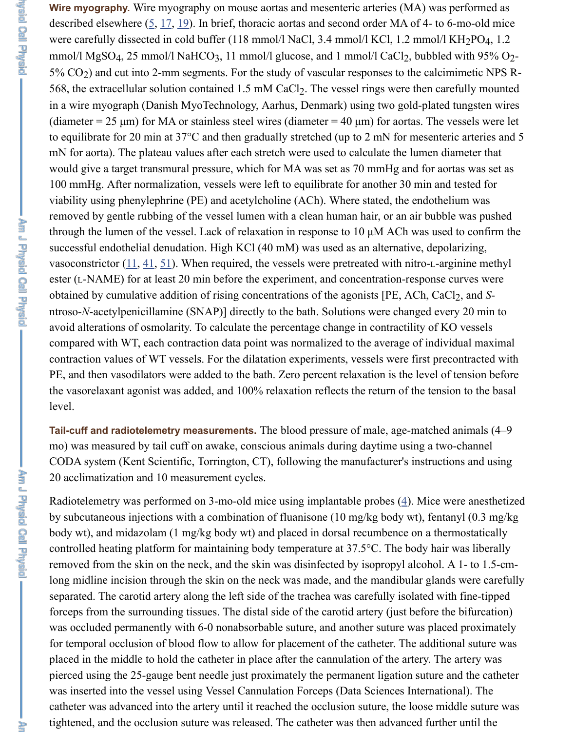**Wire myography.** Wire myography on mouse aortas and mesenteric arteries (MA) was performed as described elsewhere (5, 17, 19). In brief, thoracic aortas and second order MA of 4- to 6-mo-old mice were carefully dissected in cold buffer (118 mmol/l NaCl, 3.4 mmol/l KCl, 1.2 mmol/l $KH_2PO_4$, 1.2 mmol/l $MgSO_4$, 25 mmol/l $NaHCO_3$, 11 mmol/l glucose, and 1 mmol/l $CaCl_2$, bubbled with 95% $O_2$-5% $CO_2$) and cut into 2-mm segments. For the study of vascular responses to the calcimimetic NPS R-568, the extracellular solution contained 1.5 mM $CaCl_2$. The vessel rings were then carefully mounted in a wire myograph (Danish MyoTechnology, Aarhus, Denmark) using two gold-plated tungsten wires (diameter = 25 μm) for MA or stainless steel wires (diameter = 40 μm) for aortas. The vessels were let to equilibrate for 20 min at 37°C and then gradually stretched (up to 2 mN for mesenteric arteries and 5 mN for aorta). The plateau values after each stretch were used to calculate the lumen diameter that would give a target transmural pressure, which for MA was set as 70 mmHg and for aortas was set as 100 mmHg. After normalization, vessels were left to equilibrate for another 30 min and tested for viability using phenylephrine (PE) and acetylcholine (ACh). Where stated, the endothelium was removed by gentle rubbing of the vessel lumen with a clean human hair, or an air bubble was pushed through the lumen of the vessel. Lack of relaxation in response to 10 μM ACh was used to confirm the successful endothelial denudation. High KCl (40 mM) was used as an alternative, depolarizing, vasoconstrictor (11, 41, 51). When required, the vessels were pretreated with nitro-L-arginine methyl ester (L-NAME) for at least 20 min before the experiment, and concentration-response curves were obtained by cumulative addition of rising concentrations of the agonists [PE, ACh, $CaCl_2$, and *S*-ntroso-*N*-acetylpenicillamine (SNAP)] directly to the bath. Solutions were changed every 20 min to avoid alterations of osmolarity. To calculate the percentage change in contractility of KO vessels compared with WT, each contraction data point was normalized to the average of individual maximal contraction values of WT vessels. For the dilatation experiments, vessels were first precontracted with PE, and then vasodilators were added to the bath. Zero percent relaxation is the level of tension before the vasorelaxant agonist was added, and 100% relaxation reflects the return of the tension to the basal level.

**Tail-cuff and radiotelemetry measurements.** The blood pressure of male, age-matched animals (4–9 mo) was measured by tail cuff on awake, conscious animals during daytime using a two-channel CODA system (Kent Scientific, Torrington, CT), following the manufacturer's instructions and using 20 acclimatization and 10 measurement cycles.

Radiotelemetry was performed on 3-mo-old mice using implantable probes (4). Mice were anesthetized by subcutaneous injections with a combination of fluanisone (10 mg/kg body wt), fentanyl (0.3 mg/kg body wt), and midazolam (1 mg/kg body wt) and placed in dorsal recumbence on a thermostatically controlled heating platform for maintaining body temperature at 37.5°C. The body hair was liberally removed from the skin on the neck, and the skin was disinfected by isopropyl alcohol. A 1- to 1.5-cm-long midline incision through the skin on the neck was made, and the mandibular glands were carefully separated. The carotid artery along the left side of the trachea was carefully isolated with fine-tipped forceps from the surrounding tissues. The distal side of the carotid artery (just before the bifurcation) was occluded permanently with 6-0 nonabsorbable suture, and another suture was placed proximately for temporal occlusion of blood flow to allow for placement of the catheter. The additional suture was placed in the middle to hold the catheter in place after the cannulation of the artery. The artery was pierced using the 25-gauge bent needle just proximately the permanent ligation suture and the catheter was inserted into the vessel using Vessel Cannulation Forceps (Data Sciences International). The catheter was advanced into the artery until it reached the occlusion suture, the loose middle suture was tightened, and the occlusion suture was released. The catheter was then advanced further until the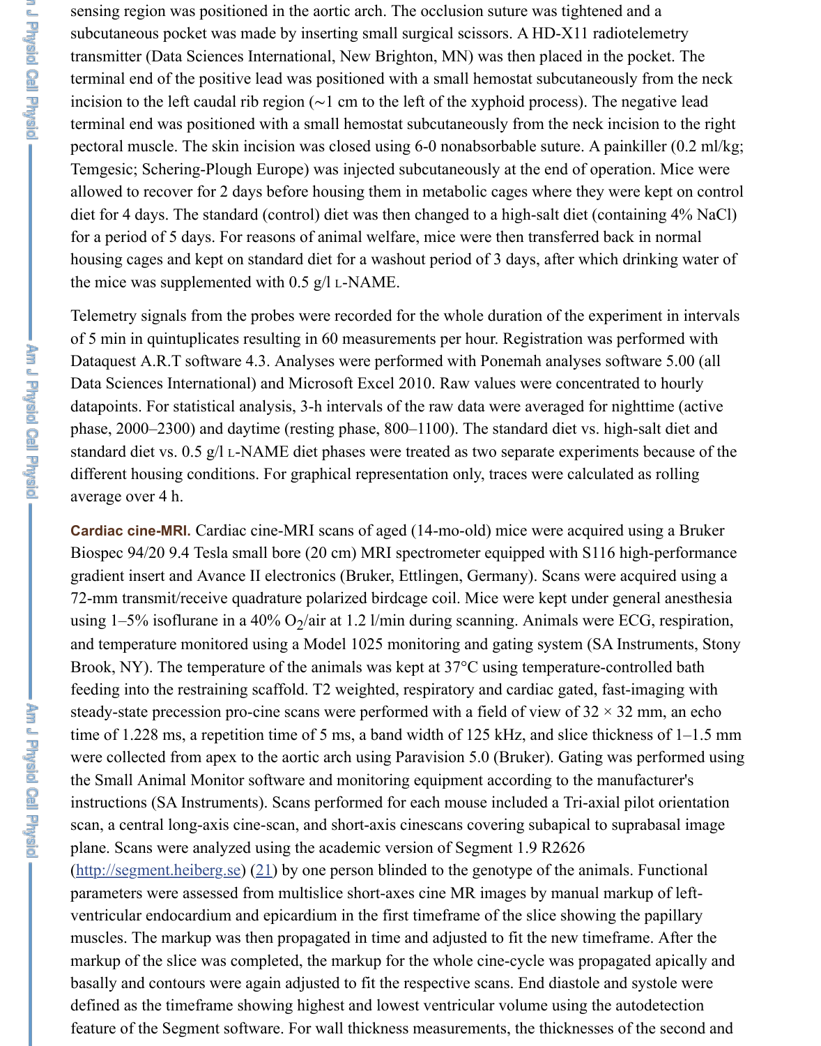sensing region was positioned in the aortic arch. The occlusion suture was tightened and a subcutaneous pocket was made by inserting small surgical scissors. A HD-X11 radiotelemetry transmitter (Data Sciences International, New Brighton, MN) was then placed in the pocket. The terminal end of the positive lead was positioned with a small hemostat subcutaneously from the neck incision to the left caudal rib region (~1 cm to the left of the xyphoid process). The negative lead terminal end was positioned with a small hemostat subcutaneously from the neck incision to the right pectoral muscle. The skin incision was closed using 6-0 nonabsorbable suture. A painkiller (0.2 ml/kg; Temgesic; Schering-Plough Europe) was injected subcutaneously at the end of operation. Mice were allowed to recover for 2 days before housing them in metabolic cages where they were kept on control diet for 4 days. The standard (control) diet was then changed to a high-salt diet (containing 4% NaCl) for a period of 5 days. For reasons of animal welfare, mice were then transferred back in normal housing cages and kept on standard diet for a washout period of 3 days, after which drinking water of the mice was supplemented with 0.5 g/l L-NAME.

Telemetry signals from the probes were recorded for the whole duration of the experiment in intervals of 5 min in quintuplicates resulting in 60 measurements per hour. Registration was performed with Dataquest A.R.T software 4.3. Analyses were performed with Ponemah analyses software 5.00 (all Data Sciences International) and Microsoft Excel 2010. Raw values were concentrated to hourly datapoints. For statistical analysis, 3-h intervals of the raw data were averaged for nighttime (active phase, 2000–2300) and daytime (resting phase, 800–1100). The standard diet vs. high-salt diet and standard diet vs. 0.5 g/l L-NAME diet phases were treated as two separate experiments because of the different housing conditions. For graphical representation only, traces were calculated as rolling average over 4 h.

**Cardiac cine-MRI.** Cardiac cine-MRI scans of aged (14-mo-old) mice were acquired using a Bruker Biospec 94/20 9.4 Tesla small bore (20 cm) MRI spectrometer equipped with S116 high-performance gradient insert and Avance II electronics (Bruker, Ettlingen, Germany). Scans were acquired using a 72-mm transmit/receive quadrature polarized birdcage coil. Mice were kept under general anesthesia using 1–5% isoflurane in a 40% $O_2$/air at 1.2 l/min during scanning. Animals were ECG, respiration, and temperature monitored using a Model 1025 monitoring and gating system (SA Instruments, Stony Brook, NY). The temperature of the animals was kept at 37°C using temperature-controlled bath feeding into the restraining scaffold. T2 weighted, respiratory and cardiac gated, fast-imaging with steady-state precession pro-cine scans were performed with a field of view of 32 × 32 mm, an echo time of 1.228 ms, a repetition time of 5 ms, a band width of 125 kHz, and slice thickness of 1–1.5 mm were collected from apex to the aortic arch using Paravision 5.0 (Bruker). Gating was performed using the Small Animal Monitor software and monitoring equipment according to the manufacturer's instructions (SA Instruments). Scans performed for each mouse included a Tri-axial pilot orientation scan, a central long-axis cine-scan, and short-axis cinescans covering subapical to suprabasal image plane. Scans were analyzed using the academic version of Segment 1.9 R2626 (http://segment.heiberg.se) (21) by one person blinded to the genotype of the animals. Functional parameters were assessed from multislice short-axes cine MR images by manual markup of left-ventricular endocardium and epicardium in the first timeframe of the slice showing the papillary muscles. The markup was then propagated in time and adjusted to fit the new timeframe. After the markup of the slice was completed, the markup for the whole cine-cycle was propagated apically and basally and contours were again adjusted to fit the respective scans. End diastole and systole were defined as the timeframe showing highest and lowest ventricular volume using the autodetection feature of the Segment software. For wall thickness measurements, the thicknesses of the second and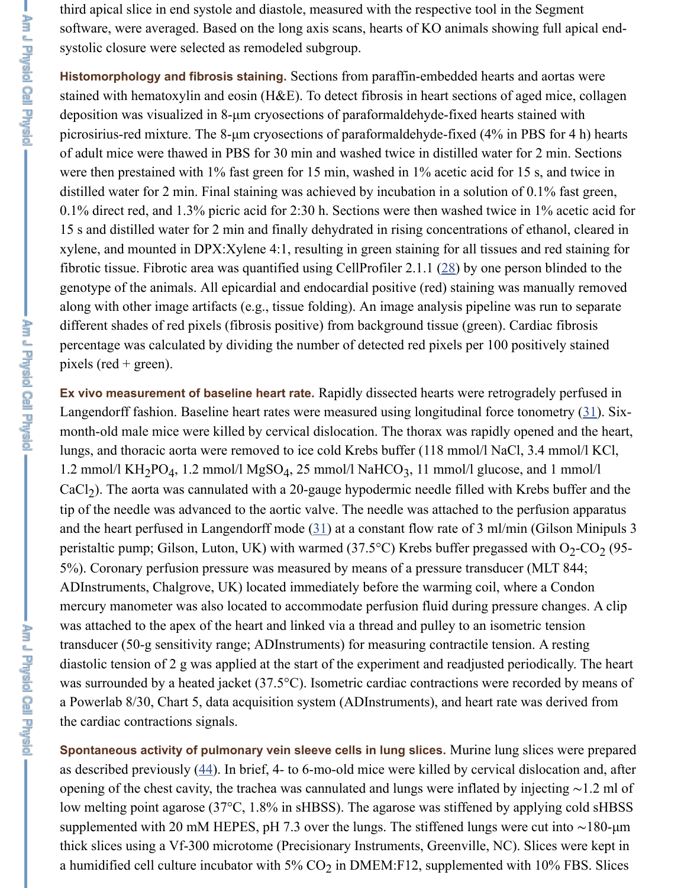third apical slice in end systole and diastole, measured with the respective tool in the Segment software, were averaged. Based on the long axis scans, hearts of KO animals showing full apical end-systolic closure were selected as remodeled subgroup.

**Histomorphology and fibrosis staining.** Sections from paraffin-embedded hearts and aortas were stained with hematoxylin and eosin (H&E). To detect fibrosis in heart sections of aged mice, collagen deposition was visualized in 8-µm cryosections of paraformaldehyde-fixed hearts stained with picrosirius-red mixture. The 8-µm cryosections of paraformaldehyde-fixed (4% in PBS for 4 h) hearts of adult mice were thawed in PBS for 30 min and washed twice in distilled water for 2 min. Sections were then prestained with 1% fast green for 15 min, washed in 1% acetic acid for 15 s, and twice in distilled water for 2 min. Final staining was achieved by incubation in a solution of 0.1% fast green, 0.1% direct red, and 1.3% picric acid for 2:30 h. Sections were then washed twice in 1% acetic acid for 15 s and distilled water for 2 min and finally dehydrated in rising concentrations of ethanol, cleared in xylene, and mounted in DPX:Xylene 4:1, resulting in green staining for all tissues and red staining for fibrotic tissue. Fibrotic area was quantified using CellProfiler 2.1.1 (28) by one person blinded to the genotype of the animals. All epicardial and endocardial positive (red) staining was manually removed along with other image artifacts (e.g., tissue folding). An image analysis pipeline was run to separate different shades of red pixels (fibrosis positive) from background tissue (green). Cardiac fibrosis percentage was calculated by dividing the number of detected red pixels per 100 positively stained pixels (red + green).

**Ex vivo measurement of baseline heart rate.** Rapidly dissected hearts were retrogradely perfused in Langendorff fashion. Baseline heart rates were measured using longitudinal force tonometry (31). Six-month-old male mice were killed by cervical dislocation. The thorax was rapidly opened and the heart, lungs, and thoracic aorta were removed to ice cold Krebs buffer (118 mmol/l NaCl, 3.4 mmol/l KCl, 1.2 mmol/l $KH_2PO_4$, 1.2 mmol/l $MgSO_4$, 25 mmol/l $NaHCO_3$, 11 mmol/l glucose, and 1 mmol/l $CaCl_2$). The aorta was cannulated with a 20-gauge hypodermic needle filled with Krebs buffer and the tip of the needle was advanced to the aortic valve. The needle was attached to the perfusion apparatus and the heart perfused in Langendorff mode (31) at a constant flow rate of 3 ml/min (Gilson Minipuls 3 peristaltic pump; Gilson, Luton, UK) with warmed (37.5°C) Krebs buffer pregassed with $O_2$-$CO_2$ (95-5%). Coronary perfusion pressure was measured by means of a pressure transducer (MLT 844; ADInstruments, Chalgrove, UK) located immediately before the warming coil, where a Condon mercury manometer was also located to accommodate perfusion fluid during pressure changes. A clip was attached to the apex of the heart and linked via a thread and pulley to an isometric tension transducer (50-g sensitivity range; ADInstruments) for measuring contractile tension. A resting diastolic tension of 2 g was applied at the start of the experiment and readjusted periodically. The heart was surrounded by a heated jacket (37.5°C). Isometric cardiac contractions were recorded by means of a Powerlab 8/30, Chart 5, data acquisition system (ADInstruments), and heart rate was derived from the cardiac contractions signals.

**Spontaneous activity of pulmonary vein sleeve cells in lung slices.** Murine lung slices were prepared as described previously (44). In brief, 4- to 6-mo-old mice were killed by cervical dislocation and, after opening of the chest cavity, the trachea was cannulated and lungs were inflated by injecting ~1.2 ml of low melting point agarose (37°C, 1.8% in sHBSS). The agarose was stiffened by applying cold sHBSS supplemented with 20 mM HEPES, pH 7.3 over the lungs. The stiffened lungs were cut into ~180-µm thick slices using a Vf-300 microtome (Precisionary Instruments, Greenville, NC). Slices were kept in a humidified cell culture incubator with 5% $CO_2$ in DMEM:F12, supplemented with 10% FBS. Slices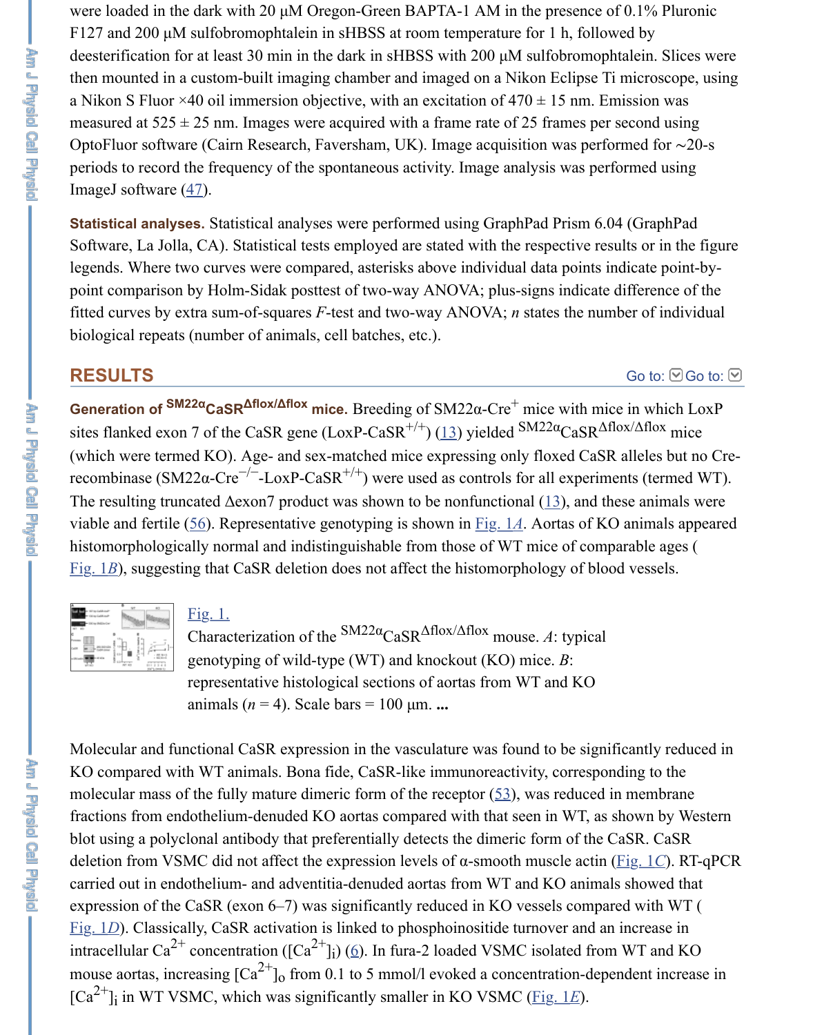were loaded in the dark with 20 μM Oregon-Green BAPTA-1 AM in the presence of 0.1% Pluronic F127 and 200 μM sulfobromophtalein in sHBSS at room temperature for 1 h, followed by deesterification for at least 30 min in the dark in sHBSS with 200 μM sulfobromophtalein. Slices were then mounted in a custom-built imaging chamber and imaged on a Nikon Eclipse Ti microscope, using a Nikon S Fluor ×40 oil immersion objective, with an excitation of 470 ± 15 nm. Emission was measured at 525 ± 25 nm. Images were acquired with a frame rate of 25 frames per second using OptoFluor software (Cairn Research, Faversham, UK). Image acquisition was performed for ∼20-s periods to record the frequency of the spontaneous activity. Image analysis was performed using ImageJ software (47).

**Statistical analyses.** Statistical analyses were performed using GraphPad Prism 6.04 (GraphPad Software, La Jolla, CA). Statistical tests employed are stated with the respective results or in the figure legends. Where two curves were compared, asterisks above individual data points indicate point-by-point comparison by Holm-Sidak posttest of two-way ANOVA; plus-signs indicate difference of the fitted curves by extra sum-of-squares *F*-test and two-way ANOVA; *n* states the number of individual biological repeats (number of animals, cell batches, etc.).

## RESULTS

**Generation of $^{SM22\alpha}CaSR^{\Delta flox/\Delta flox}$ mice.** Breeding of SM22α-Cre$^{+}$ mice with mice in which LoxP sites flanked exon 7 of the CaSR gene (LoxP-CaSR$^{+/+}$) (13) yielded $^{SM22\alpha}CaSR^{\Delta flox/\Delta flox}$ mice (which were termed KO). Age- and sex-matched mice expressing only floxed CaSR alleles but no Cre-recombinase (SM22α-Cre$^{-/-}$-LoxP-CaSR$^{+/+}$) were used as controls for all experiments (termed WT). The resulting truncated Δexon7 product was shown to be nonfunctional (13), and these animals were viable and fertile (56). Representative genotyping is shown in Fig. 1*A*. Aortas of KO animals appeared histomorphologically normal and indistinguishable from those of WT mice of comparable ages (Fig. 1*B*), suggesting that CaSR deletion does not affect the histomorphology of blood vessels.

Fig. 1.
Characterization of the $^{SM22\alpha}CaSR^{\Delta flox/\Delta flox}$ mouse. *A*: typical genotyping of wild-type (WT) and knockout (KO) mice. *B*: representative histological sections of aortas from WT and KO animals ($n$ = 4). Scale bars = 100 μm. ...

Molecular and functional CaSR expression in the vasculature was found to be significantly reduced in KO compared with WT animals. Bona fide, CaSR-like immunoreactivity, corresponding to the molecular mass of the fully mature dimeric form of the receptor (53), was reduced in membrane fractions from endothelium-denuded KO aortas compared with that seen in WT, as shown by Western blot using a polyclonal antibody that preferentially detects the dimeric form of the CaSR. CaSR deletion from VSMC did not affect the expression levels of α-smooth muscle actin (Fig. 1*C*). RT-qPCR carried out in endothelium- and adventitia-denuded aortas from WT and KO animals showed that expression of the CaSR (exon 6–7) was significantly reduced in KO vessels compared with WT (Fig. 1*D*). Classically, CaSR activation is linked to phosphoinositide turnover and an increase in intracellular $Ca^{2+}$ concentration ($[Ca^{2+}]_i$) (6). In fura-2 loaded VSMC isolated from WT and KO mouse aortas, increasing $[Ca^{2+}]_o$ from 0.1 to 5 mmol/l evoked a concentration-dependent increase in $[Ca^{2+}]_i$ in WT VSMC, which was significantly smaller in KO VSMC (Fig. 1*E*).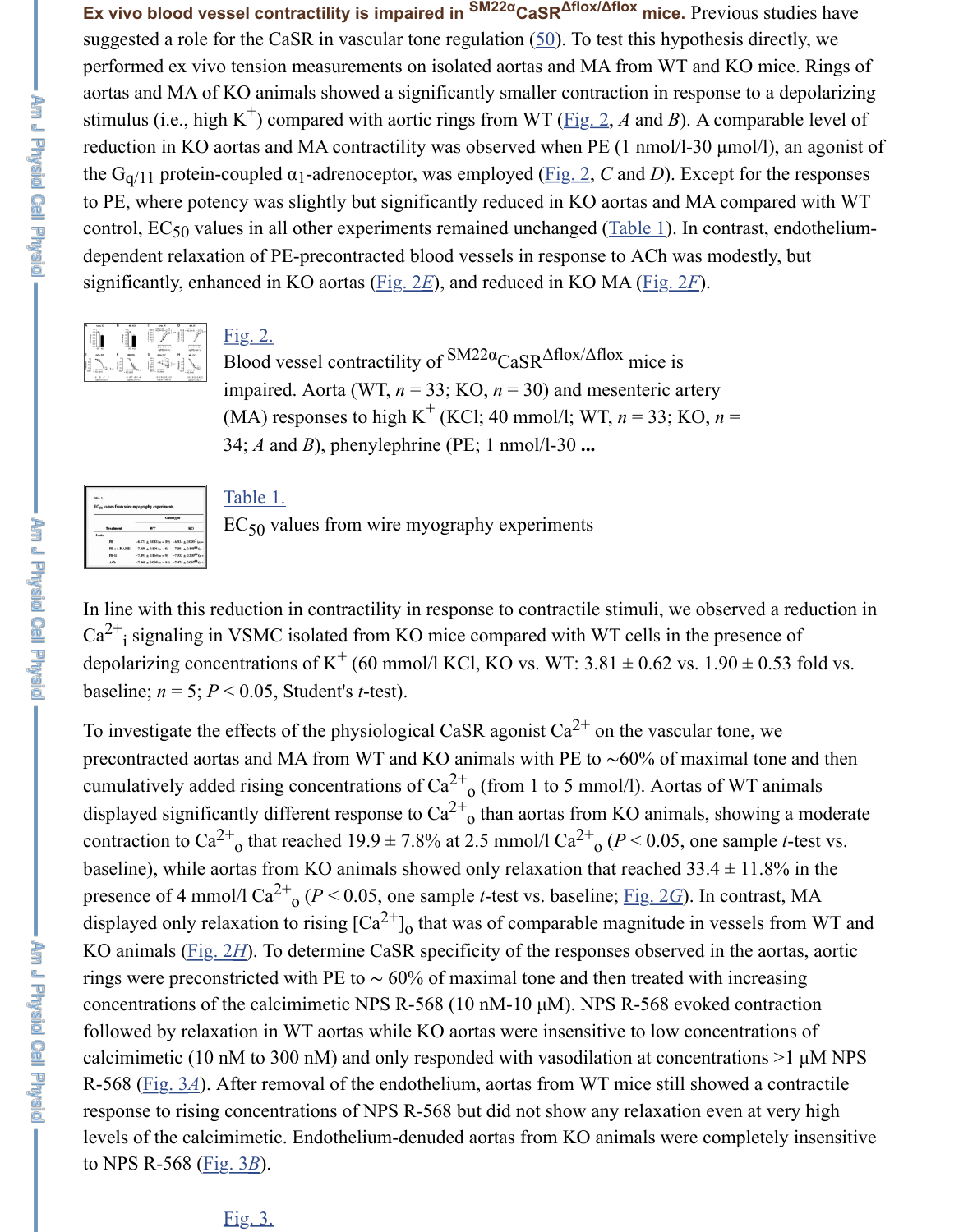**Ex vivo blood vessel contractility is impaired in $^{SM22\alpha}CaSR^{\Delta flox/\Delta flox}$ mice.** Previous studies have suggested a role for the CaSR in vascular tone regulation (50). To test this hypothesis directly, we performed ex vivo tension measurements on isolated aortas and MA from WT and KO mice. Rings of aortas and MA of KO animals showed a significantly smaller contraction in response to a depolarizing stimulus (i.e., high $K^+$) compared with aortic rings from WT (Fig. 2, *A* and *B*). A comparable level of reduction in KO aortas and MA contractility was observed when PE (1 nmol/l-30 μmol/l), an agonist of the $G_{q/11}$ protein-coupled $\alpha_1$-adrenoceptor, was employed (Fig. 2, *C* and *D*). Except for the responses to PE, where potency was slightly but significantly reduced in KO aortas and MA compared with WT control, $EC_{50}$ values in all other experiments remained unchanged (Table 1). In contrast, endothelium-dependent relaxation of PE-precontracted blood vessels in response to ACh was modestly, but significantly, enhanced in KO aortas (Fig. 2*E*), and reduced in KO MA (Fig. 2*F*).

Fig. 2.

Blood vessel contractility of $^{SM22\alpha}CaSR^{\Delta flox/\Delta flox}$ mice is impaired. Aorta (WT, *n* = 33; KO, *n* = 30) and mesenteric artery (MA) responses to high $K^+$ (KCl; 40 mmol/l; WT, *n* = 33; KO, *n* = 34; *A* and *B*), phenylephrine (PE; 1 nmol/l-30 ...

Table 1.

$EC_{50}$ values from wire myography experiments

In line with this reduction in contractility in response to contractile stimuli, we observed a reduction in $Ca^{2+}_i$ signaling in VSMC isolated from KO mice compared with WT cells in the presence of depolarizing concentrations of $K^+$ (60 mmol/l KCl, KO vs. WT: 3.81 ± 0.62 vs. 1.90 ± 0.53 fold vs. baseline; *n* = 5; $P < 0.05$, Student's *t*-test).

To investigate the effects of the physiological CaSR agonist $Ca^{2+}$ on the vascular tone, we precontracted aortas and MA from WT and KO animals with PE to ~60% of maximal tone and then cumulatively added rising concentrations of $Ca^{2+}_o$ (from 1 to 5 mmol/l). Aortas of WT animals displayed significantly different response to $Ca^{2+}_o$ than aortas from KO animals, showing a moderate contraction to $Ca^{2+}_o$ that reached 19.9 ± 7.8% at 2.5 mmol/l $Ca^{2+}_o$ ($P < 0.05$, one sample *t*-test vs. baseline), while aortas from KO animals showed only relaxation that reached 33.4 ± 11.8% in the presence of 4 mmol/l $Ca^{2+}_o$ ($P < 0.05$, one sample *t*-test vs. baseline; Fig. 2*G*). In contrast, MA displayed only relaxation to rising $[Ca^{2+}]_o$ that was of comparable magnitude in vessels from WT and KO animals (Fig. 2*H*). To determine CaSR specificity of the responses observed in the aortas, aortic rings were preconstricted with PE to ~ 60% of maximal tone and then treated with increasing concentrations of the calcimimetic NPS R-568 (10 nM-10 μM). NPS R-568 evoked contraction followed by relaxation in WT aortas while KO aortas were insensitive to low concentrations of calcimimetic (10 nM to 300 nM) and only responded with vasodilation at concentrations >1 μM NPS R-568 (Fig. 3*A*). After removal of the endothelium, aortas from WT mice still showed a contractile response to rising concentrations of NPS R-568 but did not show any relaxation even at very high levels of the calcimimetic. Endothelium-denuded aortas from KO animals were completely insensitive to NPS R-568 (Fig. 3*B*).

Fig. 3.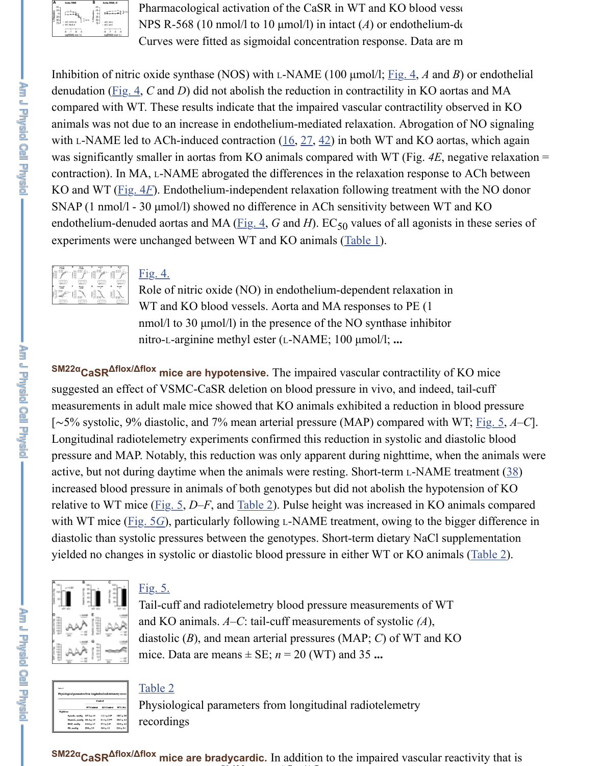Pharmacological activation of the CaSR in WT and KO blood vesse NPS R-568 (10 nmol/l to 10 μmol/l) in intact (*A*) or endothelium-de Curves were fitted as sigmoidal concentration response. Data are m

Inhibition of nitric oxide synthase (NOS) with L-NAME (100 μmol/l; Fig. 4, *A* and *B*) or endothelial denudation (Fig. 4, *C* and *D*) did not abolish the reduction in contractility in KO aortas and MA compared with WT. These results indicate that the impaired vascular contractility observed in KO animals was not due to an increase in endothelium-mediated relaxation. Abrogation of NO signaling with L-NAME led to ACh-induced contraction (16, 27, 42) in both WT and KO aortas, which again was significantly smaller in aortas from KO animals compared with WT (Fig. 4*E*, negative relaxation = contraction). In MA, L-NAME abrogated the differences in the relaxation response to ACh between KO and WT (Fig. 4*F*). Endothelium-independent relaxation following treatment with the NO donor SNAP (1 nmol/l - 30 μmol/l) showed no difference in ACh sensitivity between WT and KO endothelium-denuded aortas and MA (Fig. 4, *G* and *H*). $EC_{50}$ values of all agonists in these series of experiments were unchanged between WT and KO animals (Table 1).

Fig. 4.

Role of nitric oxide (NO) in endothelium-dependent relaxation in WT and KO blood vessels. Aorta and MA responses to PE (1 nmol/l to 30 μmol/l) in the presence of the NO synthase inhibitor nitro-L-arginine methyl ester (L-NAME; 100 μmol/l; ...

**$^{SM22α}CaSR^{Δflox/Δflox}$ mice are hypotensive.** The impaired vascular contractility of KO mice suggested an effect of VSMC-CaSR deletion on blood pressure in vivo, and indeed, tail-cuff measurements in adult male mice showed that KO animals exhibited a reduction in blood pressure [~5% systolic, 9% diastolic, and 7% mean arterial pressure (MAP) compared with WT; Fig. 5, *A–C*]. Longitudinal radiotelemetry experiments confirmed this reduction in systolic and diastolic blood pressure and MAP. Notably, this reduction was only apparent during nighttime, when the animals were active, but not during daytime when the animals were resting. Short-term L-NAME treatment (38) increased blood pressure in animals of both genotypes but did not abolish the hypotension of KO relative to WT mice (Fig. 5, *D–F*, and Table 2). Pulse height was increased in KO animals compared with WT mice (Fig. 5*G*), particularly following L-NAME treatment, owing to the bigger difference in diastolic than systolic pressures between the genotypes. Short-term dietary NaCl supplementation yielded no changes in systolic or diastolic blood pressure in either WT or KO animals (Table 2).

Fig. 5.

Tail-cuff and radiotelemetry blood pressure measurements of WT and KO animals. *A–C*: tail-cuff measurements of systolic (*A*), diastolic (*B*), and mean arterial pressures (MAP; *C*) of WT and KO mice. Data are means ± SE; *n* = 20 (WT) and 35 ...

Table 2

Physiological parameters from longitudinal radiotelemetry recordings

**$^{SM22α}CaSR^{Δflox/Δflox}$ mice are bradycardic.** In addition to the impaired vascular reactivity that is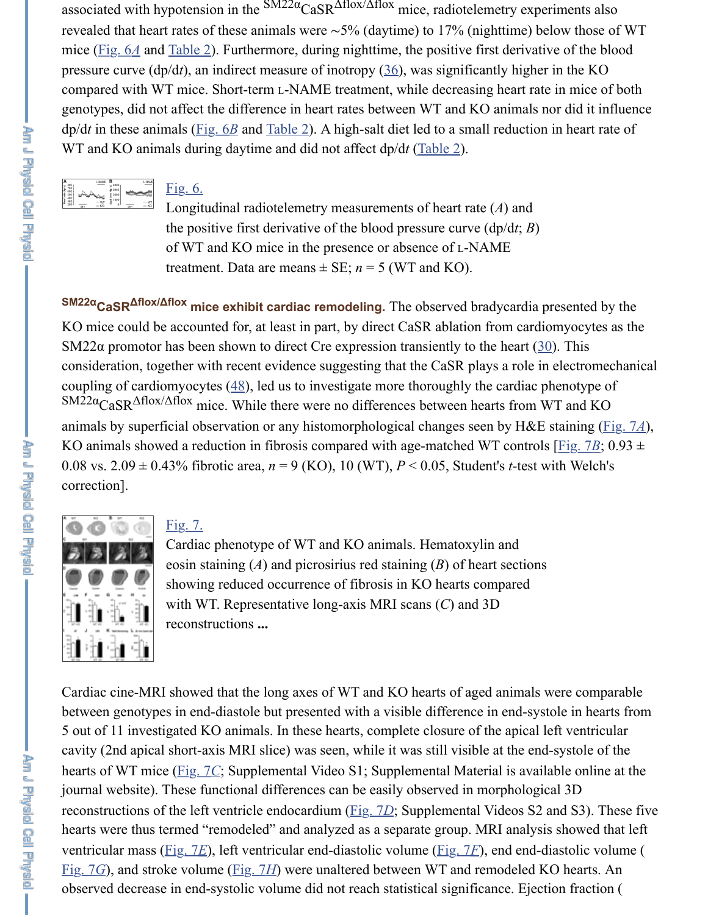associated with hypotension in the $^{SM22\alpha}CaSR^{\Delta flox/\Delta flox}$ mice, radiotelemetry experiments also revealed that heart rates of these animals were ~5% (daytime) to 17% (nighttime) below those of WT mice (Fig. 6A and Table 2). Furthermore, during nighttime, the positive first derivative of the blood pressure curve (dp/d*t*), an indirect measure of inotropy (36), was significantly higher in the KO compared with WT mice. Short-term L-NAME treatment, while decreasing heart rate in mice of both genotypes, did not affect the difference in heart rates between WT and KO animals nor did it influence dp/d*t* in these animals (Fig. 6B and Table 2). A high-salt diet led to a small reduction in heart rate of WT and KO animals during daytime and did not affect dp/d*t* (Table 2).

Fig. 6.

Longitudinal radiotelemetry measurements of heart rate (*A*) and the positive first derivative of the blood pressure curve (dp/d*t*; *B*) of WT and KO mice in the presence or absence of L-NAME treatment. Data are means ± SE; $n = 5$ (WT and KO).

**$^{SM22\alpha}CaSR^{\Delta flox/\Delta flox}$ mice exhibit cardiac remodeling.** The observed bradycardia presented by the KO mice could be accounted for, at least in part, by direct CaSR ablation from cardiomyocytes as the SM22α promotor has been shown to direct Cre expression transiently to the heart (30). This consideration, together with recent evidence suggesting that the CaSR plays a role in electromechanical coupling of cardiomyocytes (48), led us to investigate more thoroughly the cardiac phenotype of $^{SM22\alpha}CaSR^{\Delta flox/\Delta flox}$ mice. While there were no differences between hearts from WT and KO animals by superficial observation or any histomorphological changes seen by H&E staining (Fig. 7A), KO animals showed a reduction in fibrosis compared with age-matched WT controls [Fig. 7B; 0.93 ± 0.08 vs. 2.09 ± 0.43% fibrotic area, $n = 9$ (KO), 10 (WT), $P < 0.05$, Student's *t*-test with Welch's correction].

Fig. 7.

Cardiac phenotype of WT and KO animals. Hematoxylin and eosin staining (*A*) and picrosirius red staining (*B*) of heart sections showing reduced occurrence of fibrosis in KO hearts compared with WT. Representative long-axis MRI scans (*C*) and 3D reconstructions **...**

Cardiac cine-MRI showed that the long axes of WT and KO hearts of aged animals were comparable between genotypes in end-diastole but presented with a visible difference in end-systole in hearts from 5 out of 11 investigated KO animals. In these hearts, complete closure of the apical left ventricular cavity (2nd apical short-axis MRI slice) was seen, while it was still visible at the end-systole of the hearts of WT mice (Fig. 7C; Supplemental Video S1; Supplemental Material is available online at the journal website). These functional differences can be easily observed in morphological 3D reconstructions of the left ventricle endocardium (Fig. 7D; Supplemental Videos S2 and S3). These five hearts were thus termed "remodeled" and analyzed as a separate group. MRI analysis showed that left ventricular mass (Fig. 7E), left ventricular end-diastolic volume (Fig. 7F), end end-diastolic volume (Fig. 7G), and stroke volume (Fig. 7H) were unaltered between WT and remodeled KO hearts. An observed decrease in end-systolic volume did not reach statistical significance. Ejection fraction (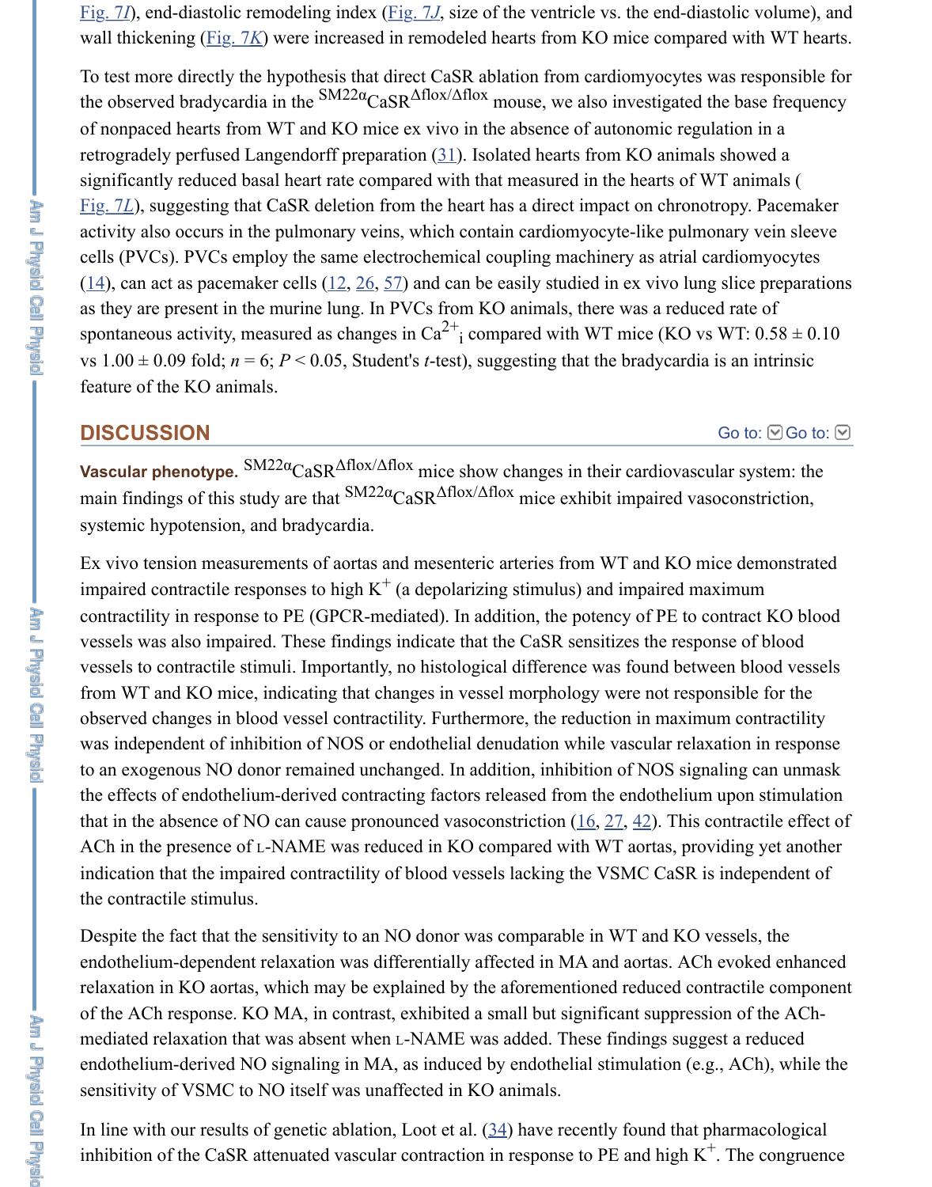Fig. 7I), end-diastolic remodeling index (Fig. 7J, size of the ventricle vs. the end-diastolic volume), and wall thickening (Fig. 7K) were increased in remodeled hearts from KO mice compared with WT hearts.

To test more directly the hypothesis that direct CaSR ablation from cardiomyocytes was responsible for the observed bradycardia in the $^{SM22\alpha}CaSR^{\Delta flox/\Delta flox}$ mouse, we also investigated the base frequency of nonpaced hearts from WT and KO mice ex vivo in the absence of autonomic regulation in a retrogradely perfused Langendorff preparation (31). Isolated hearts from KO animals showed a significantly reduced basal heart rate compared with that measured in the hearts of WT animals (Fig. 7L), suggesting that CaSR deletion from the heart has a direct impact on chronotropy. Pacemaker activity also occurs in the pulmonary veins, which contain cardiomyocyte-like pulmonary vein sleeve cells (PVCs). PVCs employ the same electrochemical coupling machinery as atrial cardiomyocytes (14), can act as pacemaker cells (12, 26, 57) and can be easily studied in ex vivo lung slice preparations as they are present in the murine lung. In PVCs from KO animals, there was a reduced rate of spontaneous activity, measured as changes in $Ca^{2+}{}_i$ compared with WT mice (KO vs WT: 0.58 ± 0.10 vs 1.00 ± 0.09 fold; $n = 6$; $P < 0.05$, Student's $t$-test), suggesting that the bradycardia is an intrinsic feature of the KO animals.

## DISCUSSION

**Vascular phenotype.** $^{SM22\alpha}CaSR^{\Delta flox/\Delta flox}$ mice show changes in their cardiovascular system: the main findings of this study are that $^{SM22\alpha}CaSR^{\Delta flox/\Delta flox}$ mice exhibit impaired vasoconstriction, systemic hypotension, and bradycardia.

Ex vivo tension measurements of aortas and mesenteric arteries from WT and KO mice demonstrated impaired contractile responses to high $K^+$ (a depolarizing stimulus) and impaired maximum contractility in response to PE (GPCR-mediated). In addition, the potency of PE to contract KO blood vessels was also impaired. These findings indicate that the CaSR sensitizes the response of blood vessels to contractile stimuli. Importantly, no histological difference was found between blood vessels from WT and KO mice, indicating that changes in vessel morphology were not responsible for the observed changes in blood vessel contractility. Furthermore, the reduction in maximum contractility was independent of inhibition of NOS or endothelial denudation while vascular relaxation in response to an exogenous NO donor remained unchanged. In addition, inhibition of NOS signaling can unmask the effects of endothelium-derived contracting factors released from the endothelium upon stimulation that in the absence of NO can cause pronounced vasoconstriction (16, 27, 42). This contractile effect of ACh in the presence of L-NAME was reduced in KO compared with WT aortas, providing yet another indication that the impaired contractility of blood vessels lacking the VSMC CaSR is independent of the contractile stimulus.

Despite the fact that the sensitivity to an NO donor was comparable in WT and KO vessels, the endothelium-dependent relaxation was differentially affected in MA and aortas. ACh evoked enhanced relaxation in KO aortas, which may be explained by the aforementioned reduced contractile component of the ACh response. KO MA, in contrast, exhibited a small but significant suppression of the ACh-mediated relaxation that was absent when L-NAME was added. These findings suggest a reduced endothelium-derived NO signaling in MA, as induced by endothelial stimulation (e.g., ACh), while the sensitivity of VSMC to NO itself was unaffected in KO animals.

In line with our results of genetic ablation, Loot et al. (34) have recently found that pharmacological inhibition of the CaSR attenuated vascular contraction in response to PE and high $K^+$. The congruence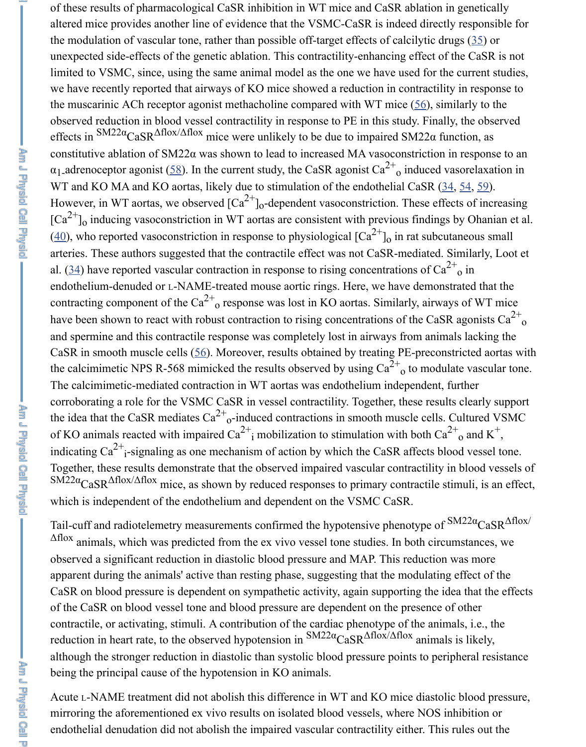of these results of pharmacological CaSR inhibition in WT mice and CaSR ablation in genetically altered mice provides another line of evidence that the VSMC-CaSR is indeed directly responsible for the modulation of vascular tone, rather than possible off-target effects of calcilytic drugs (35) or unexpected side-effects of the genetic ablation. This contractility-enhancing effect of the CaSR is not limited to VSMC, since, using the same animal model as the one we have used for the current studies, we have recently reported that airways of KO mice showed a reduction in contractility in response to the muscarinic ACh receptor agonist methacholine compared with WT mice (56), similarly to the observed reduction in blood vessel contractility in response to PE in this study. Finally, the observed effects in $^{SM22\alpha}CaSR^{\Delta flox/\Delta flox}$ mice were unlikely to be due to impaired SM22α function, as constitutive ablation of SM22α was shown to lead to increased MA vasoconstriction in response to an $\alpha_1$-adrenoceptor agonist (58). In the current study, the CaSR agonist $Ca^{2+}{}_o$ induced vasorelaxation in WT and KO MA and KO aortas, likely due to stimulation of the endothelial CaSR (34, 54, 59). However, in WT aortas, we observed $[Ca^{2+}]_o$-dependent vasoconstriction. These effects of increasing $[Ca^{2+}]_o$ inducing vasoconstriction in WT aortas are consistent with previous findings by Ohanian et al. (40), who reported vasoconstriction in response to physiological $[Ca^{2+}]_o$ in rat subcutaneous small arteries. These authors suggested that the contractile effect was not CaSR-mediated. Similarly, Loot et al. (34) have reported vascular contraction in response to rising concentrations of $Ca^{2+}{}_o$ in endothelium-denuded or L-NAME-treated mouse aortic rings. Here, we have demonstrated that the contracting component of the $Ca^{2+}{}_o$ response was lost in KO aortas. Similarly, airways of WT mice have been shown to react with robust contraction to rising concentrations of the CaSR agonists $Ca^{2+}{}_o$ and spermine and this contractile response was completely lost in airways from animals lacking the CaSR in smooth muscle cells (56). Moreover, results obtained by treating PE-preconstricted aortas with the calcimimetic NPS R-568 mimicked the results observed by using $Ca^{2+}{}_o$ to modulate vascular tone. The calcimimetic-mediated contraction in WT aortas was endothelium independent, further corroborating a role for the VSMC CaSR in vessel contractility. Together, these results clearly support the idea that the CaSR mediates $Ca^{2+}{}_o$-induced contractions in smooth muscle cells. Cultured VSMC of KO animals reacted with impaired $Ca^{2+}{}_i$ mobilization to stimulation with both $Ca^{2+}{}_o$ and $K^+$, indicating $Ca^{2+}{}_i$-signaling as one mechanism of action by which the CaSR affects blood vessel tone. Together, these results demonstrate that the observed impaired vascular contractility in blood vessels of $^{SM22\alpha}CaSR^{\Delta flox/\Delta flox}$ mice, as shown by reduced responses to primary contractile stimuli, is an effect, which is independent of the endothelium and dependent on the VSMC CaSR.

Tail-cuff and radiotelemetry measurements confirmed the hypotensive phenotype of $^{SM22\alpha}CaSR^{\Delta flox/\Delta flox}$ animals, which was predicted from the ex vivo vessel tone studies. In both circumstances, we observed a significant reduction in diastolic blood pressure and MAP. This reduction was more apparent during the animals' active than resting phase, suggesting that the modulating effect of the CaSR on blood pressure is dependent on sympathetic activity, again supporting the idea that the effects of the CaSR on blood vessel tone and blood pressure are dependent on the presence of other contractile, or activating, stimuli. A contribution of the cardiac phenotype of the animals, i.e., the reduction in heart rate, to the observed hypotension in $^{SM22\alpha}CaSR^{\Delta flox/\Delta flox}$ animals is likely, although the stronger reduction in diastolic than systolic blood pressure points to peripheral resistance being the principal cause of the hypotension in KO animals.

Acute L-NAME treatment did not abolish this difference in WT and KO mice diastolic blood pressure, mirroring the aforementioned ex vivo results on isolated blood vessels, where NOS inhibition or endothelial denudation did not abolish the impaired vascular contractility either. This rules out the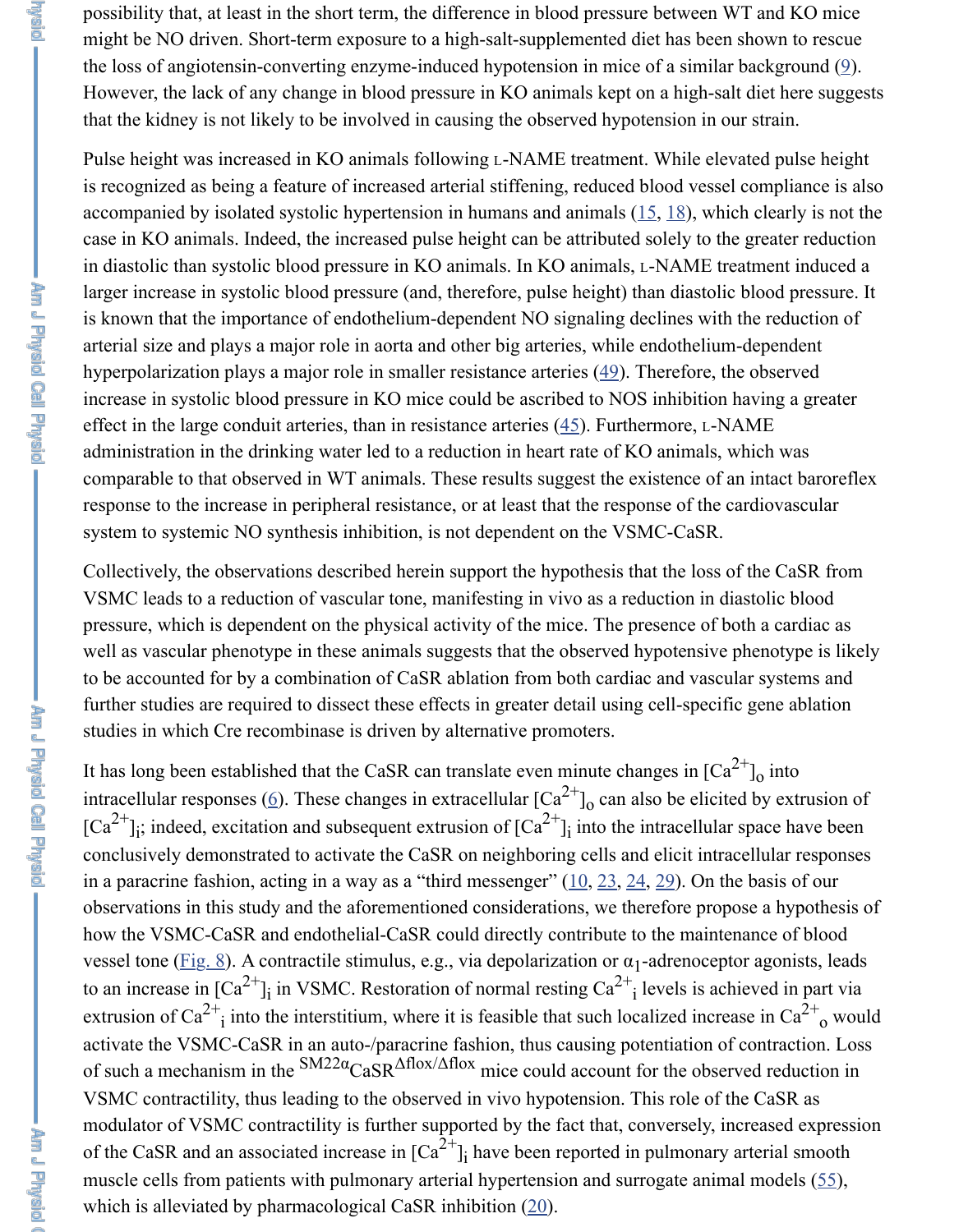possibility that, at least in the short term, the difference in blood pressure between WT and KO mice might be NO driven. Short-term exposure to a high-salt-supplemented diet has been shown to rescue the loss of angiotensin-converting enzyme-induced hypotension in mice of a similar background (9). However, the lack of any change in blood pressure in KO animals kept on a high-salt diet here suggests that the kidney is not likely to be involved in causing the observed hypotension in our strain.

Pulse height was increased in KO animals following L-NAME treatment. While elevated pulse height is recognized as being a feature of increased arterial stiffening, reduced blood vessel compliance is also accompanied by isolated systolic hypertension in humans and animals (15, 18), which clearly is not the case in KO animals. Indeed, the increased pulse height can be attributed solely to the greater reduction in diastolic than systolic blood pressure in KO animals. In KO animals, L-NAME treatment induced a larger increase in systolic blood pressure (and, therefore, pulse height) than diastolic blood pressure. It is known that the importance of endothelium-dependent NO signaling declines with the reduction of arterial size and plays a major role in aorta and other big arteries, while endothelium-dependent hyperpolarization plays a major role in smaller resistance arteries (49). Therefore, the observed increase in systolic blood pressure in KO mice could be ascribed to NOS inhibition having a greater effect in the large conduit arteries, than in resistance arteries (45). Furthermore, L-NAME administration in the drinking water led to a reduction in heart rate of KO animals, which was comparable to that observed in WT animals. These results suggest the existence of an intact baroreflex response to the increase in peripheral resistance, or at least that the response of the cardiovascular system to systemic NO synthesis inhibition, is not dependent on the VSMC-CaSR.

Collectively, the observations described herein support the hypothesis that the loss of the CaSR from VSMC leads to a reduction of vascular tone, manifesting in vivo as a reduction in diastolic blood pressure, which is dependent on the physical activity of the mice. The presence of both a cardiac as well as vascular phenotype in these animals suggests that the observed hypotensive phenotype is likely to be accounted for by a combination of CaSR ablation from both cardiac and vascular systems and further studies are required to dissect these effects in greater detail using cell-specific gene ablation studies in which Cre recombinase is driven by alternative promoters.

It has long been established that the CaSR can translate even minute changes in $[Ca^{2+}]_o$ into intracellular responses (6). These changes in extracellular $[Ca^{2+}]_o$ can also be elicited by extrusion of $[Ca^{2+}]_i$; indeed, excitation and subsequent extrusion of $[Ca^{2+}]_i$ into the intracellular space have been conclusively demonstrated to activate the CaSR on neighboring cells and elicit intracellular responses in a paracrine fashion, acting in a way as a "third messenger" (10, 23, 24, 29). On the basis of our observations in this study and the aforementioned considerations, we therefore propose a hypothesis of how the VSMC-CaSR and endothelial-CaSR could directly contribute to the maintenance of blood vessel tone (Fig. 8). A contractile stimulus, e.g., via depolarization or $\alpha_1$-adrenoceptor agonists, leads to an increase in $[Ca^{2+}]_i$ in VSMC. Restoration of normal resting $Ca^{2+}_i$ levels is achieved in part via extrusion of $Ca^{2+}_i$ into the interstitium, where it is feasible that such localized increase in $Ca^{2+}_o$ would activate the VSMC-CaSR in an auto-/paracrine fashion, thus causing potentiation of contraction. Loss of such a mechanism in the $^{SM22\alpha}$CaSR$^{\Delta flox/\Delta flox}$ mice could account for the observed reduction in VSMC contractility, thus leading to the observed in vivo hypotension. This role of the CaSR as modulator of VSMC contractility is further supported by the fact that, conversely, increased expression of the CaSR and an associated increase in $[Ca^{2+}]_i$ have been reported in pulmonary arterial smooth muscle cells from patients with pulmonary arterial hypertension and surrogate animal models (55), which is alleviated by pharmacological CaSR inhibition (20).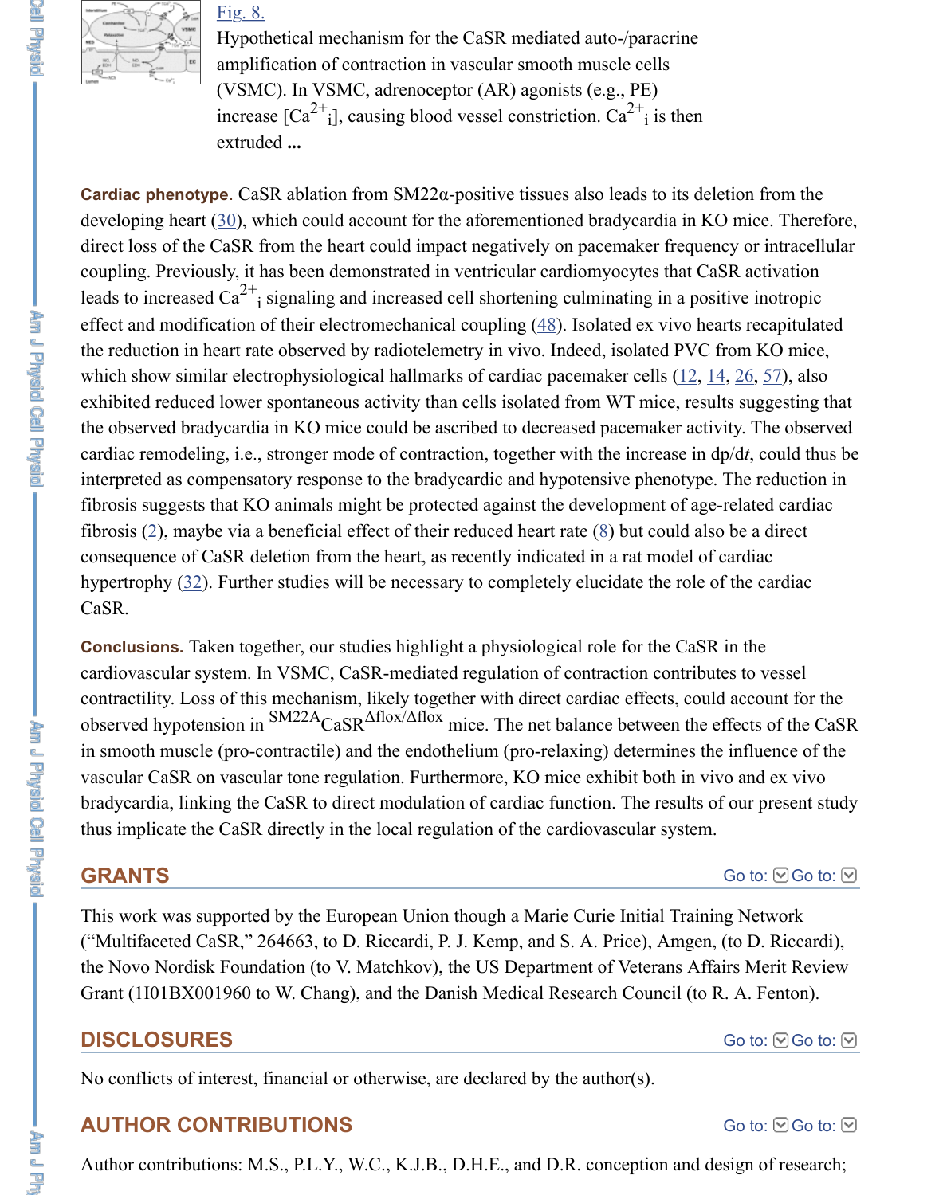[Fig. 8.](#)

Hypothetical mechanism for the CaSR mediated auto-/paracrine amplification of contraction in vascular smooth muscle cells (VSMC). In VSMC, adrenoceptor (AR) agonists (e.g., PE) increase [$Ca^{2+}_i$], causing blood vessel constriction. $Ca^{2+}_i$ is then extruded **...**

**Cardiac phenotype.** CaSR ablation from SM22α-positive tissues also leads to its deletion from the developing heart (30), which could account for the aforementioned bradycardia in KO mice. Therefore, direct loss of the CaSR from the heart could impact negatively on pacemaker frequency or intracellular coupling. Previously, it has been demonstrated in ventricular cardiomyocytes that CaSR activation leads to increased $Ca^{2+}_i$ signaling and increased cell shortening culminating in a positive inotropic effect and modification of their electromechanical coupling (48). Isolated ex vivo hearts recapitulated the reduction in heart rate observed by radiotelemetry in vivo. Indeed, isolated PVC from KO mice, which show similar electrophysiological hallmarks of cardiac pacemaker cells (12, 14, 26, 57), also exhibited reduced lower spontaneous activity than cells isolated from WT mice, results suggesting that the observed bradycardia in KO mice could be ascribed to decreased pacemaker activity. The observed cardiac remodeling, i.e., stronger mode of contraction, together with the increase in d*p*/d*t*, could thus be interpreted as compensatory response to the bradycardic and hypotensive phenotype. The reduction in fibrosis suggests that KO animals might be protected against the development of age-related cardiac fibrosis (2), maybe via a beneficial effect of their reduced heart rate (8) but could also be a direct consequence of CaSR deletion from the heart, as recently indicated in a rat model of cardiac hypertrophy (32). Further studies will be necessary to completely elucidate the role of the cardiac CaSR.

**Conclusions.** Taken together, our studies highlight a physiological role for the CaSR in the cardiovascular system. In VSMC, CaSR-mediated regulation of contraction contributes to vessel contractility. Loss of this mechanism, likely together with direct cardiac effects, could account for the observed hypotension in $^{SM22A}CaSR^{\Delta flox/\Delta flox}$ mice. The net balance between the effects of the CaSR in smooth muscle (pro-contractile) and the endothelium (pro-relaxing) determines the influence of the vascular CaSR on vascular tone regulation. Furthermore, KO mice exhibit both in vivo and ex vivo bradycardia, linking the CaSR to direct modulation of cardiac function. The results of our present study thus implicate the CaSR directly in the local regulation of the cardiovascular system.

## GRANTS

This work was supported by the European Union though a Marie Curie Initial Training Network ("Multifaceted CaSR," 264663, to D. Riccardi, P. J. Kemp, and S. A. Price), Amgen, (to D. Riccardi), the Novo Nordisk Foundation (to V. Matchkov), the US Department of Veterans Affairs Merit Review Grant (1I01BX001960 to W. Chang), and the Danish Medical Research Council (to R. A. Fenton).

## DISCLOSURES

No conflicts of interest, financial or otherwise, are declared by the author(s).

## AUTHOR CONTRIBUTIONS

Author contributions: M.S., P.L.Y., W.C., K.J.B., D.H.E., and D.R. conception and design of research;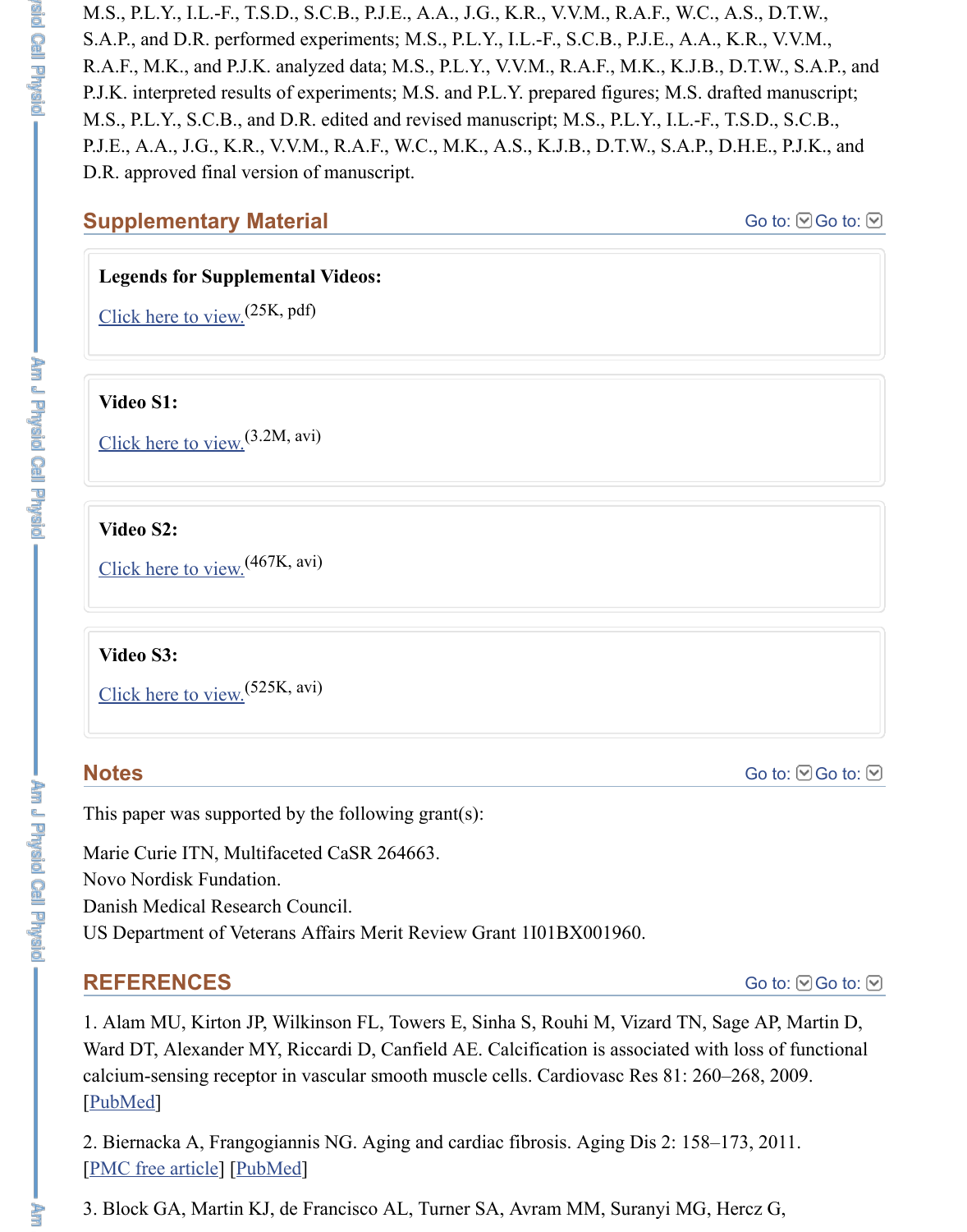M.S., P.L.Y., I.L.-F., T.S.D., S.C.B., P.J.E., A.A., J.G., K.R., V.V.M., R.A.F., W.C., A.S., D.T.W., S.A.P., and D.R. performed experiments; M.S., P.L.Y., I.L.-F., S.C.B., P.J.E., A.A., K.R., V.V.M., R.A.F., M.K., and P.J.K. analyzed data; M.S., P.L.Y., V.V.M., R.A.F., M.K., K.J.B., D.T.W., S.A.P., and P.J.K. interpreted results of experiments; M.S. and P.L.Y. prepared figures; M.S. drafted manuscript; M.S., P.L.Y., S.C.B., and D.R. edited and revised manuscript; M.S., P.L.Y., I.L.-F., T.S.D., S.C.B., P.J.E., A.A., J.G., K.R., V.V.M., R.A.F., W.C., M.K., A.S., K.J.B., D.T.W., S.A.P., D.H.E., P.J.K., and D.R. approved final version of manuscript.

## Supplementary Material

**Legends for Supplemental Videos:**

Click here to view. (25K, pdf)

**Video S1:**

Click here to view. (3.2M, avi)

**Video S2:**

Click here to view. (467K, avi)

**Video S3:**

Click here to view. (525K, avi)

## Notes

This paper was supported by the following grant(s):

Marie Curie ITN, Multifaceted CaSR 264663.
Novo Nordisk Fundation.
Danish Medical Research Council.
US Department of Veterans Affairs Merit Review Grant 1I01BX001960.

## REFERENCES

1. Alam MU, Kirton JP, Wilkinson FL, Towers E, Sinha S, Rouhi M, Vizard TN, Sage AP, Martin D, Ward DT, Alexander MY, Riccardi D, Canfield AE. Calcification is associated with loss of functional calcium-sensing receptor in vascular smooth muscle cells. Cardiovasc Res 81: 260–268, 2009. [PubMed]

2. Biernacka A, Frangogiannis NG. Aging and cardiac fibrosis. Aging Dis 2: 158–173, 2011. [PMC free article] [PubMed]

3. Block GA, Martin KJ, de Francisco AL, Turner SA, Avram MM, Suranyi MG, Hercz G,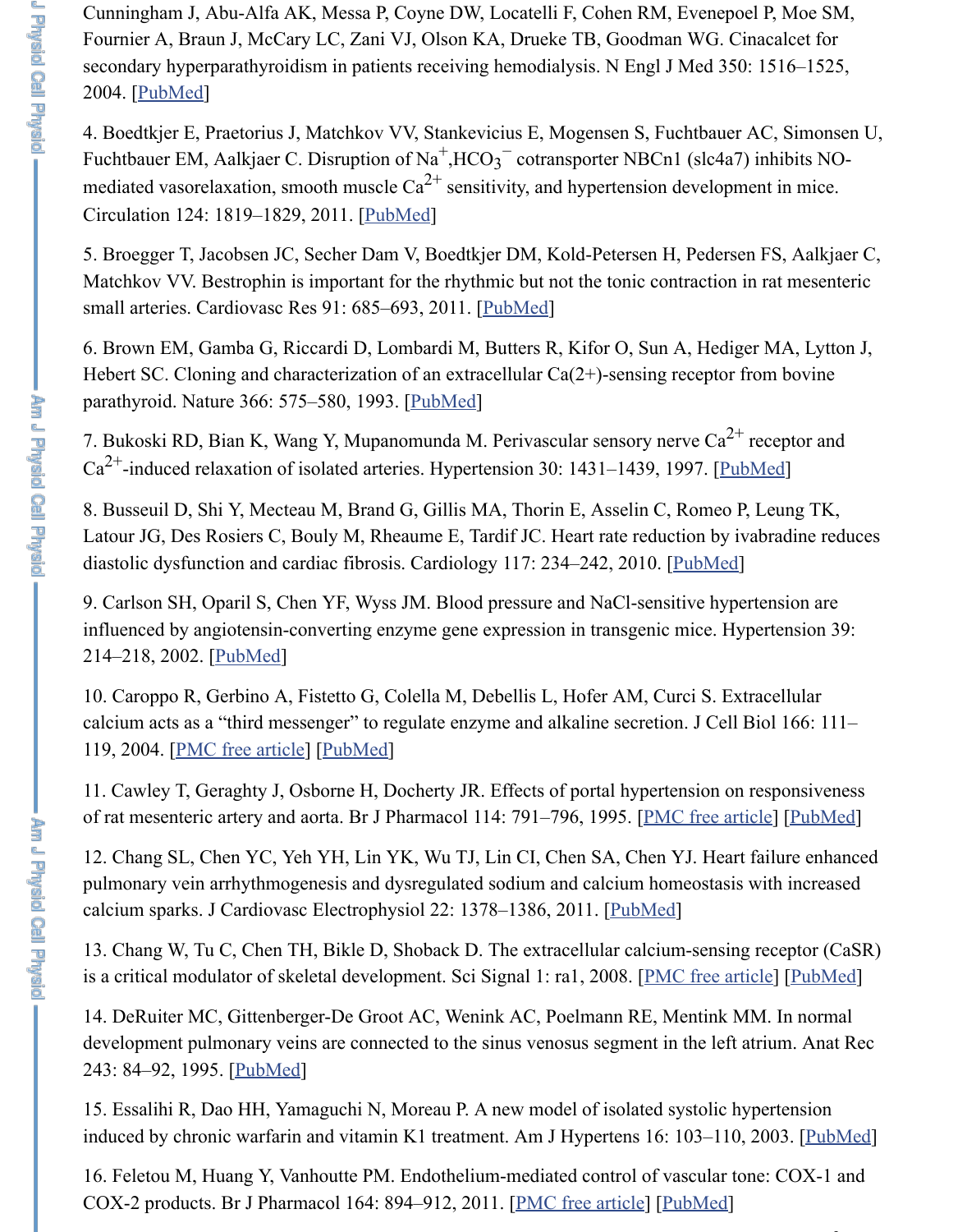Cunningham J, Abu-Alfa AK, Messa P, Coyne DW, Locatelli F, Cohen RM, Evenepoel P, Moe SM, Fournier A, Braun J, McCary LC, Zani VJ, Olson KA, Drueke TB, Goodman WG. Cinacalcet for secondary hyperparathyroidism in patients receiving hemodialysis. N Engl J Med 350: 1516–1525, 2004. [PubMed]

4. Boedtkjer E, Praetorius J, Matchkov VV, Stankevicius E, Mogensen S, Fuchtbauer AC, Simonsen U, Fuchtbauer EM, Aalkjaer C. Disruption of $Na^+$,$HCO_3^-$ cotransporter NBCn1 (slc4a7) inhibits NO-mediated vasorelaxation, smooth muscle $Ca^{2+}$ sensitivity, and hypertension development in mice. Circulation 124: 1819–1829, 2011. [PubMed]

5. Broegger T, Jacobsen JC, Secher Dam V, Boedtkjer DM, Kold-Petersen H, Pedersen FS, Aalkjaer C, Matchkov VV. Bestrophin is important for the rhythmic but not the tonic contraction in rat mesenteric small arteries. Cardiovasc Res 91: 685–693, 2011. [PubMed]

6. Brown EM, Gamba G, Riccardi D, Lombardi M, Butters R, Kifor O, Sun A, Hediger MA, Lytton J, Hebert SC. Cloning and characterization of an extracellular Ca(2+)-sensing receptor from bovine parathyroid. Nature 366: 575–580, 1993. [PubMed]

7. Bukoski RD, Bian K, Wang Y, Mupanomunda M. Perivascular sensory nerve $Ca^{2+}$ receptor and $Ca^{2+}$-induced relaxation of isolated arteries. Hypertension 30: 1431–1439, 1997. [PubMed]

8. Busseuil D, Shi Y, Mecteau M, Brand G, Gillis MA, Thorin E, Asselin C, Romeo P, Leung TK, Latour JG, Des Rosiers C, Bouly M, Rheaume E, Tardif JC. Heart rate reduction by ivabradine reduces diastolic dysfunction and cardiac fibrosis. Cardiology 117: 234–242, 2010. [PubMed]

9. Carlson SH, Oparil S, Chen YF, Wyss JM. Blood pressure and NaCl-sensitive hypertension are influenced by angiotensin-converting enzyme gene expression in transgenic mice. Hypertension 39: 214–218, 2002. [PubMed]

10. Caroppo R, Gerbino A, Fistetto G, Colella M, Debellis L, Hofer AM, Curci S. Extracellular calcium acts as a "third messenger" to regulate enzyme and alkaline secretion. J Cell Biol 166: 111–119, 2004. [PMC free article] [PubMed]

11. Cawley T, Geraghty J, Osborne H, Docherty JR. Effects of portal hypertension on responsiveness of rat mesenteric artery and aorta. Br J Pharmacol 114: 791–796, 1995. [PMC free article] [PubMed]

12. Chang SL, Chen YC, Yeh YH, Lin YK, Wu TJ, Lin CI, Chen SA, Chen YJ. Heart failure enhanced pulmonary vein arrhythmogenesis and dysregulated sodium and calcium homeostasis with increased calcium sparks. J Cardiovasc Electrophysiol 22: 1378–1386, 2011. [PubMed]

13. Chang W, Tu C, Chen TH, Bikle D, Shoback D. The extracellular calcium-sensing receptor (CaSR) is a critical modulator of skeletal development. Sci Signal 1: ra1, 2008. [PMC free article] [PubMed]

14. DeRuiter MC, Gittenberger-De Groot AC, Wenink AC, Poelmann RE, Mentink MM. In normal development pulmonary veins are connected to the sinus venosus segment in the left atrium. Anat Rec 243: 84–92, 1995. [PubMed]

15. Essalihi R, Dao HH, Yamaguchi N, Moreau P. A new model of isolated systolic hypertension induced by chronic warfarin and vitamin K1 treatment. Am J Hypertens 16: 103–110, 2003. [PubMed]

16. Feletou M, Huang Y, Vanhoutte PM. Endothelium-mediated control of vascular tone: COX-1 and COX-2 products. Br J Pharmacol 164: 894–912, 2011. [PMC free article] [PubMed]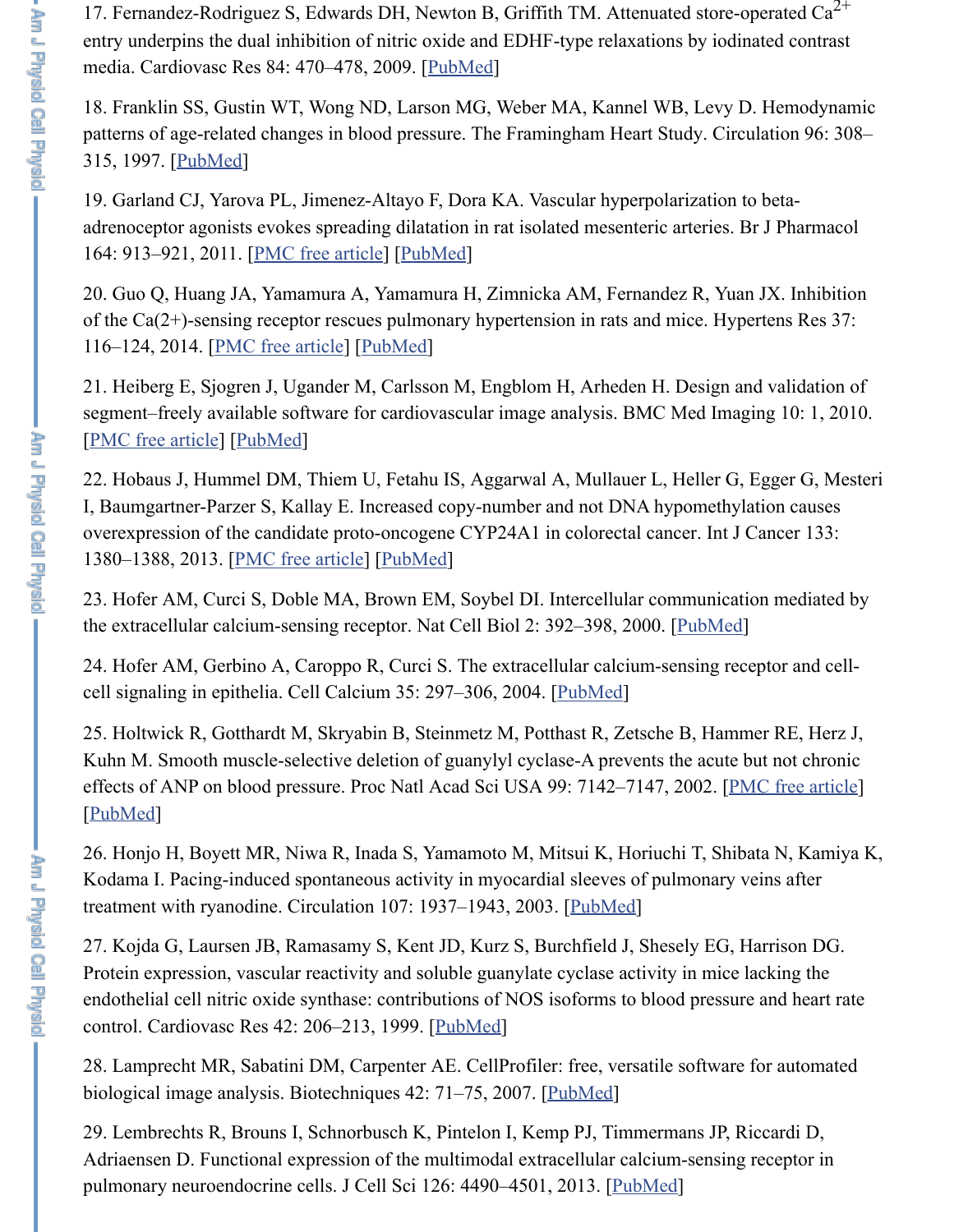17. Fernandez-Rodriguez S, Edwards DH, Newton B, Griffith TM. Attenuated store-operated $Ca^{2+}$ entry underpins the dual inhibition of nitric oxide and EDHF-type relaxations by iodinated contrast media. Cardiovasc Res 84: 470–478, 2009. [PubMed]

18. Franklin SS, Gustin WT, Wong ND, Larson MG, Weber MA, Kannel WB, Levy D. Hemodynamic patterns of age-related changes in blood pressure. The Framingham Heart Study. Circulation 96: 308–315, 1997. [PubMed]

19. Garland CJ, Yarova PL, Jimenez-Altayo F, Dora KA. Vascular hyperpolarization to beta-adrenoceptor agonists evokes spreading dilatation in rat isolated mesenteric arteries. Br J Pharmacol 164: 913–921, 2011. [PMC free article] [PubMed]

20. Guo Q, Huang JA, Yamamura A, Yamamura H, Zimnicka AM, Fernandez R, Yuan JX. Inhibition of the Ca(2+)-sensing receptor rescues pulmonary hypertension in rats and mice. Hypertens Res 37: 116–124, 2014. [PMC free article] [PubMed]

21. Heiberg E, Sjogren J, Ugander M, Carlsson M, Engblom H, Arheden H. Design and validation of segment–freely available software for cardiovascular image analysis. BMC Med Imaging 10: 1, 2010. [PMC free article] [PubMed]

22. Hobaus J, Hummel DM, Thiem U, Fetahu IS, Aggarwal A, Mullauer L, Heller G, Egger G, Mesteri I, Baumgartner-Parzer S, Kallay E. Increased copy-number and not DNA hypomethylation causes overexpression of the candidate proto-oncogene CYP24A1 in colorectal cancer. Int J Cancer 133: 1380–1388, 2013. [PMC free article] [PubMed]

23. Hofer AM, Curci S, Doble MA, Brown EM, Soybel DI. Intercellular communication mediated by the extracellular calcium-sensing receptor. Nat Cell Biol 2: 392–398, 2000. [PubMed]

24. Hofer AM, Gerbino A, Caroppo R, Curci S. The extracellular calcium-sensing receptor and cell-cell signaling in epithelia. Cell Calcium 35: 297–306, 2004. [PubMed]

25. Holtwick R, Gotthardt M, Skryabin B, Steinmetz M, Potthast R, Zetsche B, Hammer RE, Herz J, Kuhn M. Smooth muscle-selective deletion of guanylyl cyclase-A prevents the acute but not chronic effects of ANP on blood pressure. Proc Natl Acad Sci USA 99: 7142–7147, 2002. [PMC free article] [PubMed]

26. Honjo H, Boyett MR, Niwa R, Inada S, Yamamoto M, Mitsui K, Horiuchi T, Shibata N, Kamiya K, Kodama I. Pacing-induced spontaneous activity in myocardial sleeves of pulmonary veins after treatment with ryanodine. Circulation 107: 1937–1943, 2003. [PubMed]

27. Kojda G, Laursen JB, Ramasamy S, Kent JD, Kurz S, Burchfield J, Shesely EG, Harrison DG. Protein expression, vascular reactivity and soluble guanylate cyclase activity in mice lacking the endothelial cell nitric oxide synthase: contributions of NOS isoforms to blood pressure and heart rate control. Cardiovasc Res 42: 206–213, 1999. [PubMed]

28. Lamprecht MR, Sabatini DM, Carpenter AE. CellProfiler: free, versatile software for automated biological image analysis. Biotechniques 42: 71–75, 2007. [PubMed]

29. Lembrechts R, Brouns I, Schnorbusch K, Pintelon I, Kemp PJ, Timmermans JP, Riccardi D, Adriaensen D. Functional expression of the multimodal extracellular calcium-sensing receptor in pulmonary neuroendocrine cells. J Cell Sci 126: 4490–4501, 2013. [PubMed]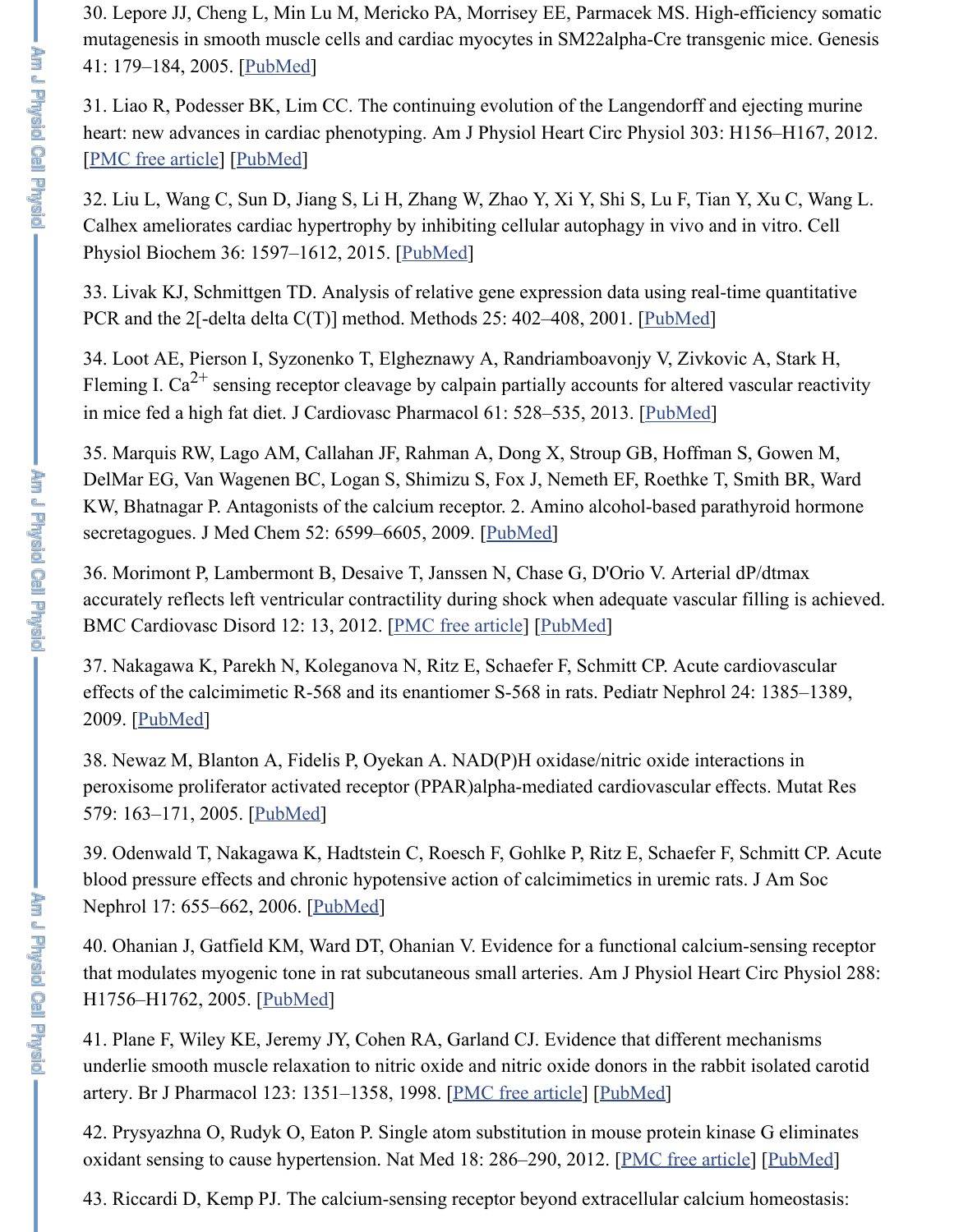30. Lepore JJ, Cheng L, Min Lu M, Mericko PA, Morrisey EE, Parmacek MS. High-efficiency somatic mutagenesis in smooth muscle cells and cardiac myocytes in SM22alpha-Cre transgenic mice. Genesis 41: 179–184, 2005. [PubMed]

31. Liao R, Podesser BK, Lim CC. The continuing evolution of the Langendorff and ejecting murine heart: new advances in cardiac phenotyping. Am J Physiol Heart Circ Physiol 303: H156–H167, 2012. [PMC free article] [PubMed]

32. Liu L, Wang C, Sun D, Jiang S, Li H, Zhang W, Zhao Y, Xi Y, Shi S, Lu F, Tian Y, Xu C, Wang L. Calhex ameliorates cardiac hypertrophy by inhibiting cellular autophagy in vivo and in vitro. Cell Physiol Biochem 36: 1597–1612, 2015. [PubMed]

33. Livak KJ, Schmittgen TD. Analysis of relative gene expression data using real-time quantitative PCR and the 2[-delta delta C(T)] method. Methods 25: 402–408, 2001. [PubMed]

34. Loot AE, Pierson I, Syzonenko T, Elgheznawy A, Randriamboavonjy V, Zivkovic A, Stark H, Fleming I. $Ca^{2+}$ sensing receptor cleavage by calpain partially accounts for altered vascular reactivity in mice fed a high fat diet. J Cardiovasc Pharmacol 61: 528–535, 2013. [PubMed]

35. Marquis RW, Lago AM, Callahan JF, Rahman A, Dong X, Stroup GB, Hoffman S, Gowen M, DelMar EG, Van Wagenen BC, Logan S, Shimizu S, Fox J, Nemeth EF, Roethke T, Smith BR, Ward KW, Bhatnagar P. Antagonists of the calcium receptor. 2. Amino alcohol-based parathyroid hormone secretagogues. J Med Chem 52: 6599–6605, 2009. [PubMed]

36. Morimont P, Lambermont B, Desaive T, Janssen N, Chase G, D'Orio V. Arterial dP/dtmax accurately reflects left ventricular contractility during shock when adequate vascular filling is achieved. BMC Cardiovasc Disord 12: 13, 2012. [PMC free article] [PubMed]

37. Nakagawa K, Parekh N, Koleganova N, Ritz E, Schaefer F, Schmitt CP. Acute cardiovascular effects of the calcimimetic R-568 and its enantiomer S-568 in rats. Pediatr Nephrol 24: 1385–1389, 2009. [PubMed]

38. Newaz M, Blanton A, Fidelis P, Oyekan A. NAD(P)H oxidase/nitric oxide interactions in peroxisome proliferator activated receptor (PPAR)alpha-mediated cardiovascular effects. Mutat Res 579: 163–171, 2005. [PubMed]

39. Odenwald T, Nakagawa K, Hadtstein C, Roesch F, Gohlke P, Ritz E, Schaefer F, Schmitt CP. Acute blood pressure effects and chronic hypotensive action of calcimimetics in uremic rats. J Am Soc Nephrol 17: 655–662, 2006. [PubMed]

40. Ohanian J, Gatfield KM, Ward DT, Ohanian V. Evidence for a functional calcium-sensing receptor that modulates myogenic tone in rat subcutaneous small arteries. Am J Physiol Heart Circ Physiol 288: H1756–H1762, 2005. [PubMed]

41. Plane F, Wiley KE, Jeremy JY, Cohen RA, Garland CJ. Evidence that different mechanisms underlie smooth muscle relaxation to nitric oxide and nitric oxide donors in the rabbit isolated carotid artery. Br J Pharmacol 123: 1351–1358, 1998. [PMC free article] [PubMed]

42. Prysyazhna O, Rudyk O, Eaton P. Single atom substitution in mouse protein kinase G eliminates oxidant sensing to cause hypertension. Nat Med 18: 286–290, 2012. [PMC free article] [PubMed]

43. Riccardi D, Kemp PJ. The calcium-sensing receptor beyond extracellular calcium homeostasis: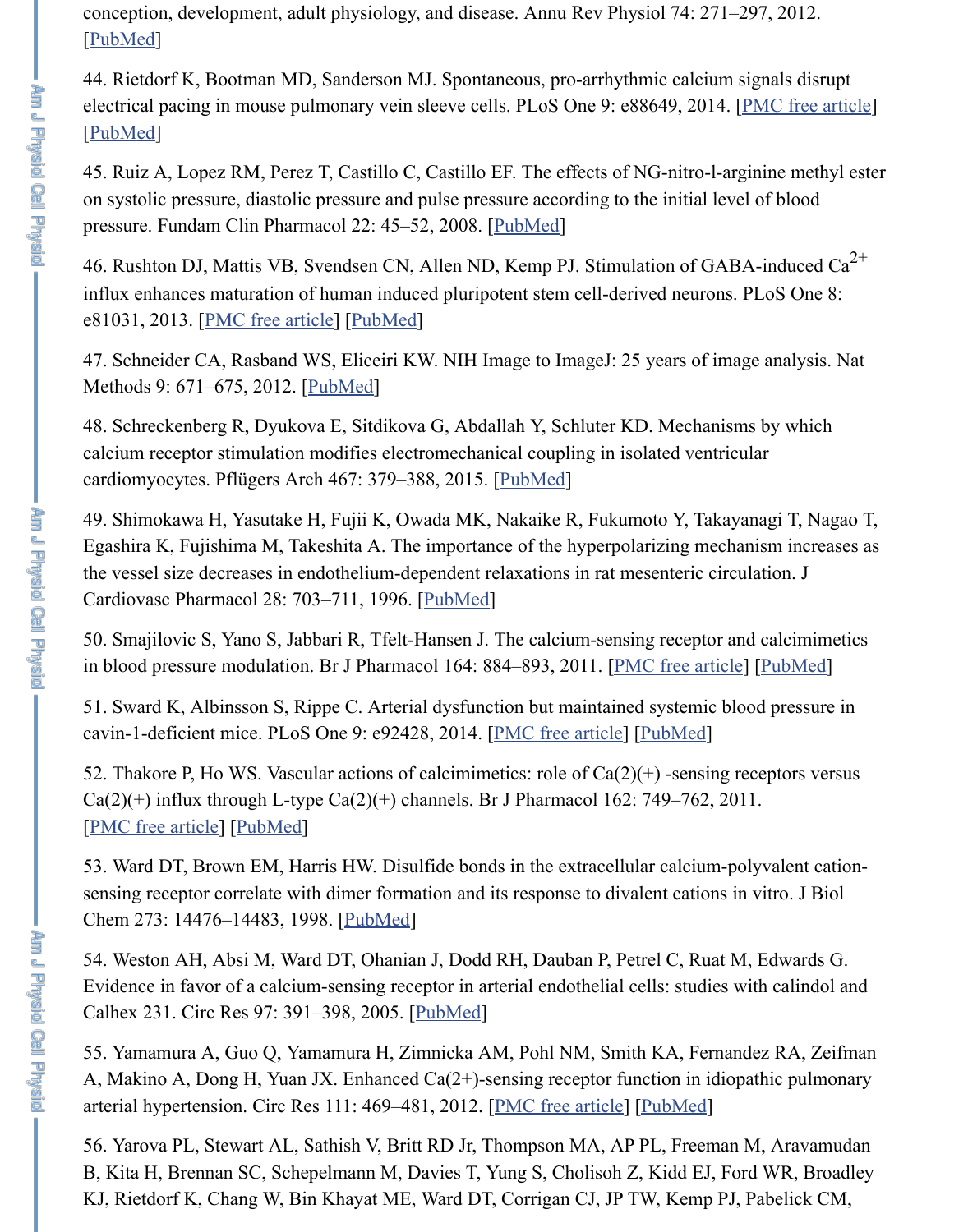conception, development, adult physiology, and disease. Annu Rev Physiol 74: 271–297, 2012. [PubMed]

44. Rietdorf K, Bootman MD, Sanderson MJ. Spontaneous, pro-arrhythmic calcium signals disrupt electrical pacing in mouse pulmonary vein sleeve cells. PLoS One 9: e88649, 2014. [PMC free article] [PubMed]

45. Ruiz A, Lopez RM, Perez T, Castillo C, Castillo EF. The effects of NG-nitro-l-arginine methyl ester on systolic pressure, diastolic pressure and pulse pressure according to the initial level of blood pressure. Fundam Clin Pharmacol 22: 45–52, 2008. [PubMed]

46. Rushton DJ, Mattis VB, Svendsen CN, Allen ND, Kemp PJ. Stimulation of GABA-induced $Ca^{2+}$ influx enhances maturation of human induced pluripotent stem cell-derived neurons. PLoS One 8: e81031, 2013. [PMC free article] [PubMed]

47. Schneider CA, Rasband WS, Eliceiri KW. NIH Image to ImageJ: 25 years of image analysis. Nat Methods 9: 671–675, 2012. [PubMed]

48. Schreckenberg R, Dyukova E, Sitdikova G, Abdallah Y, Schluter KD. Mechanisms by which calcium receptor stimulation modifies electromechanical coupling in isolated ventricular cardiomyocytes. Pflügers Arch 467: 379–388, 2015. [PubMed]

49. Shimokawa H, Yasutake H, Fujii K, Owada MK, Nakaike R, Fukumoto Y, Takayanagi T, Nagao T, Egashira K, Fujishima M, Takeshita A. The importance of the hyperpolarizing mechanism increases as the vessel size decreases in endothelium-dependent relaxations in rat mesenteric circulation. J Cardiovasc Pharmacol 28: 703–711, 1996. [PubMed]

50. Smajilovic S, Yano S, Jabbari R, Tfelt-Hansen J. The calcium-sensing receptor and calcimimetics in blood pressure modulation. Br J Pharmacol 164: 884–893, 2011. [PMC free article] [PubMed]

51. Sward K, Albinsson S, Rippe C. Arterial dysfunction but maintained systemic blood pressure in cavin-1-deficient mice. PLoS One 9: e92428, 2014. [PMC free article] [PubMed]

52. Thakore P, Ho WS. Vascular actions of calcimimetics: role of Ca(2)(+) -sensing receptors versus Ca(2)(+) influx through L-type Ca(2)(+) channels. Br J Pharmacol 162: 749–762, 2011. [PMC free article] [PubMed]

53. Ward DT, Brown EM, Harris HW. Disulfide bonds in the extracellular calcium-polyvalent cation-sensing receptor correlate with dimer formation and its response to divalent cations in vitro. J Biol Chem 273: 14476–14483, 1998. [PubMed]

54. Weston AH, Absi M, Ward DT, Ohanian J, Dodd RH, Dauban P, Petrel C, Ruat M, Edwards G. Evidence in favor of a calcium-sensing receptor in arterial endothelial cells: studies with calindol and Calhex 231. Circ Res 97: 391–398, 2005. [PubMed]

55. Yamamura A, Guo Q, Yamamura H, Zimnicka AM, Pohl NM, Smith KA, Fernandez RA, Zeifman A, Makino A, Dong H, Yuan JX. Enhanced Ca(2+)-sensing receptor function in idiopathic pulmonary arterial hypertension. Circ Res 111: 469–481, 2012. [PMC free article] [PubMed]

56. Yarova PL, Stewart AL, Sathish V, Britt RD Jr, Thompson MA, AP PL, Freeman M, Aravamudan B, Kita H, Brennan SC, Schepelmann M, Davies T, Yung S, Cholisoh Z, Kidd EJ, Ford WR, Broadley KJ, Rietdorf K, Chang W, Bin Khayat ME, Ward DT, Corrigan CJ, JP TW, Kemp PJ, Pabelick CM,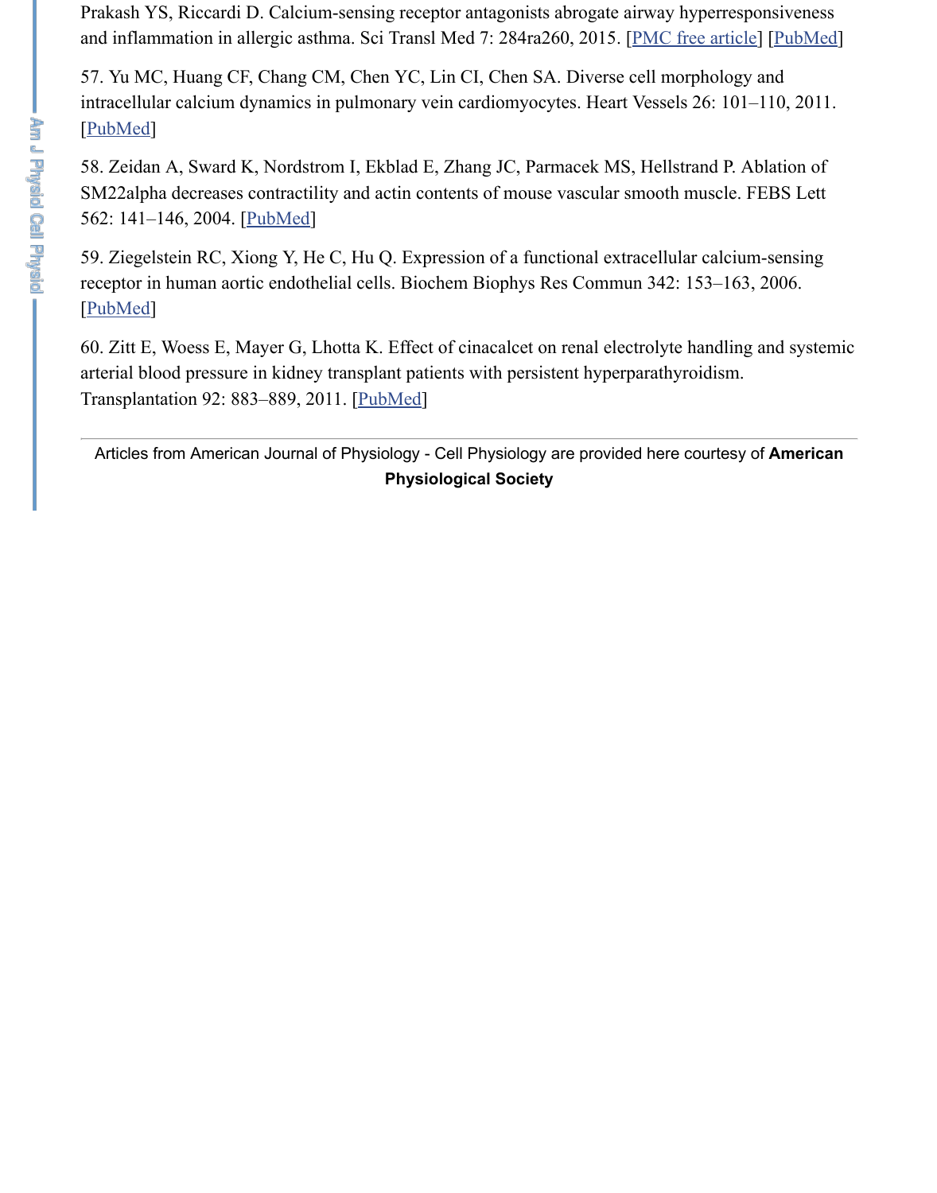Prakash YS, Riccardi D. Calcium-sensing receptor antagonists abrogate airway hyperresponsiveness and inflammation in allergic asthma. Sci Transl Med 7: 284ra260, 2015. [PMC free article] [PubMed]

57. Yu MC, Huang CF, Chang CM, Chen YC, Lin CI, Chen SA. Diverse cell morphology and intracellular calcium dynamics in pulmonary vein cardiomyocytes. Heart Vessels 26: 101–110, 2011. [PubMed]

58. Zeidan A, Sward K, Nordstrom I, Ekblad E, Zhang JC, Parmacek MS, Hellstrand P. Ablation of SM22alpha decreases contractility and actin contents of mouse vascular smooth muscle. FEBS Lett 562: 141–146, 2004. [PubMed]

59. Ziegelstein RC, Xiong Y, He C, Hu Q. Expression of a functional extracellular calcium-sensing receptor in human aortic endothelial cells. Biochem Biophys Res Commun 342: 153–163, 2006. [PubMed]

60. Zitt E, Woess E, Mayer G, Lhotta K. Effect of cinacalcet on renal electrolyte handling and systemic arterial blood pressure in kidney transplant patients with persistent hyperparathyroidism. Transplantation 92: 883–889, 2011. [PubMed]

---

Articles from American Journal of Physiology - Cell Physiology are provided here courtesy of **American Physiological Society**